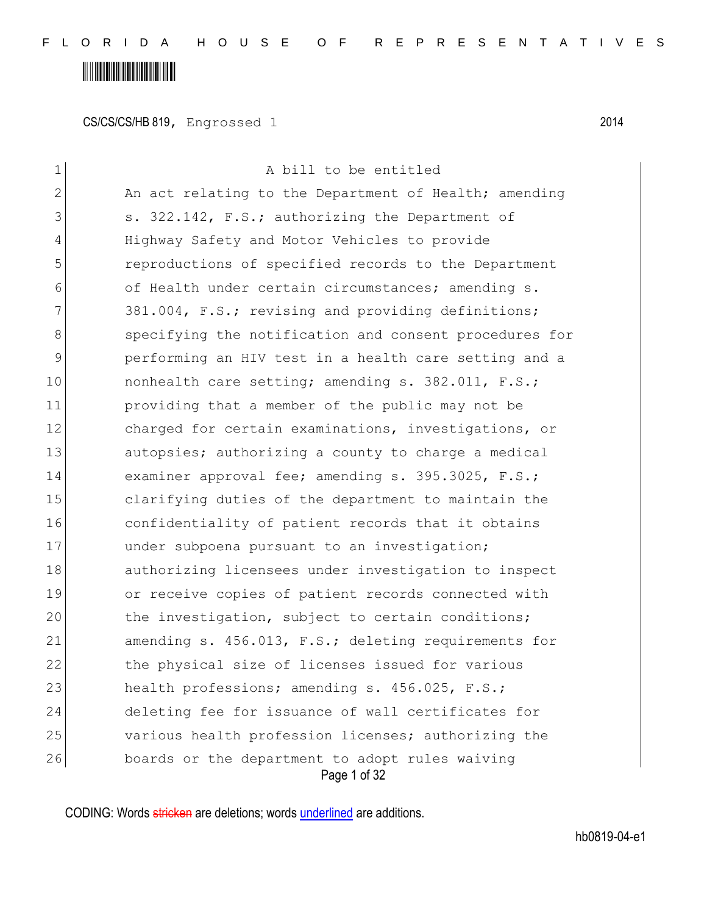CS/CS/CS/HB 819, Engrossed 1 2014

1 A bill to be entitled
2 An act relating to the Department of Health; amending
3 s. 322.142, F.S.; authorizing the Department of
4 Highway Safety and Motor Vehicles to provide
5 reproductions of specified records to the Department
6 of Health under certain circumstances; amending s.
7 381.004, F.S.; revising and providing definitions;
8 specifying the notification and consent procedures for
9 performing an HIV test in a health care setting and a
10 nonhealth care setting; amending s. 382.011, F.S.;
11 providing that a member of the public may not be
12 charged for certain examinations, investigations, or
13 autopsies; authorizing a county to charge a medical
14 examiner approval fee; amending s. 395.3025, F.S.;
15 clarifying duties of the department to maintain the
16 confidentiality of patient records that it obtains
17 under subpoena pursuant to an investigation;
18 authorizing licensees under investigation to inspect
19 or receive copies of patient records connected with
20 the investigation, subject to certain conditions;
21 amending s. 456.013, F.S.; deleting requirements for
22 the physical size of licenses issued for various
23 health professions; amending s. 456.025, F.S.;
24 deleting fee for issuance of wall certificates for
25 various health profession licenses; authorizing the
26 boards or the department to adopt rules waiving

CODING: Words stricken are deletions; words underlined are additions.

hb0819-04-e1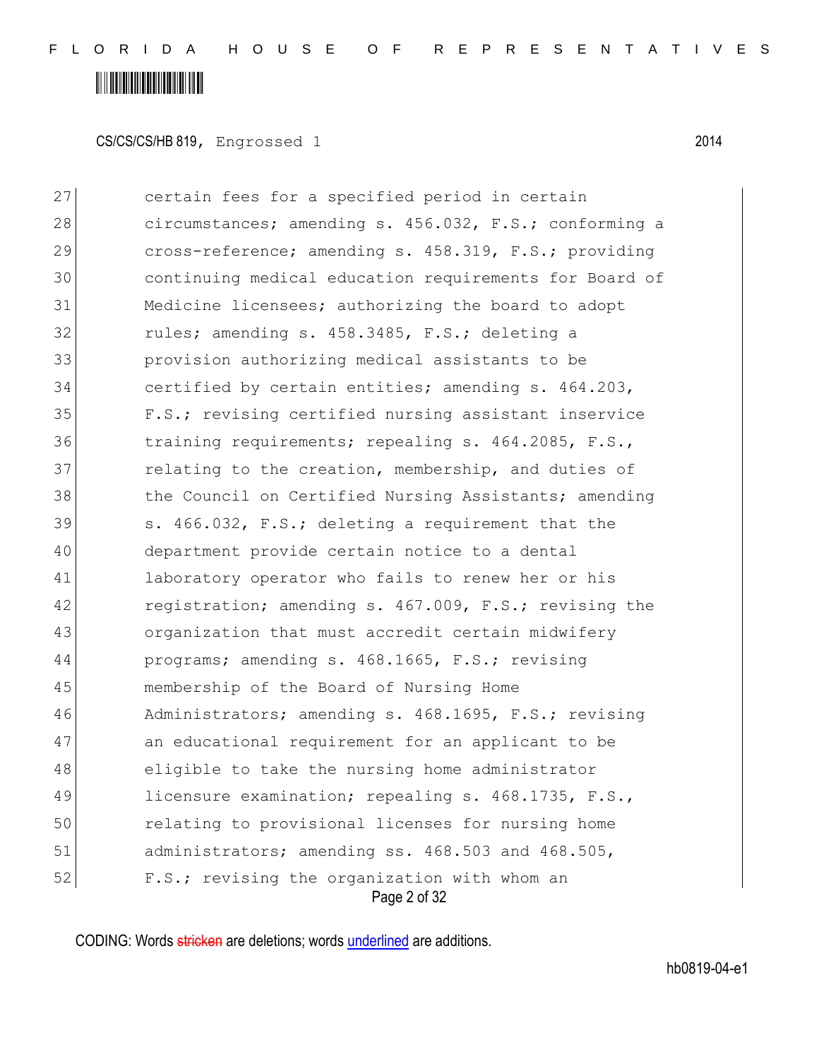27 certain fees for a specified period in certain
28 circumstances; amending s. 456.032, F.S.; conforming a
29 cross-reference; amending s. 458.319, F.S.; providing
30 continuing medical education requirements for Board of
31 Medicine licensees; authorizing the board to adopt
32 rules; amending s. 458.3485, F.S.; deleting a
33 provision authorizing medical assistants to be
34 certified by certain entities; amending s. 464.203,
35 F.S.; revising certified nursing assistant inservice
36 training requirements; repealing s. 464.2085, F.S.,
37 relating to the creation, membership, and duties of
38 the Council on Certified Nursing Assistants; amending
39 s. 466.032, F.S.; deleting a requirement that the
40 department provide certain notice to a dental
41 laboratory operator who fails to renew her or his
42 registration; amending s. 467.009, F.S.; revising the
43 organization that must accredit certain midwifery
44 programs; amending s. 468.1665, F.S.; revising
45 membership of the Board of Nursing Home
46 Administrators; amending s. 468.1695, F.S.; revising
47 an educational requirement for an applicant to be
48 eligible to take the nursing home administrator
49 licensure examination; repealing s. 468.1735, F.S.,
50 relating to provisional licenses for nursing home
51 administrators; amending ss. 468.503 and 468.505,
52 F.S.; revising the organization with whom an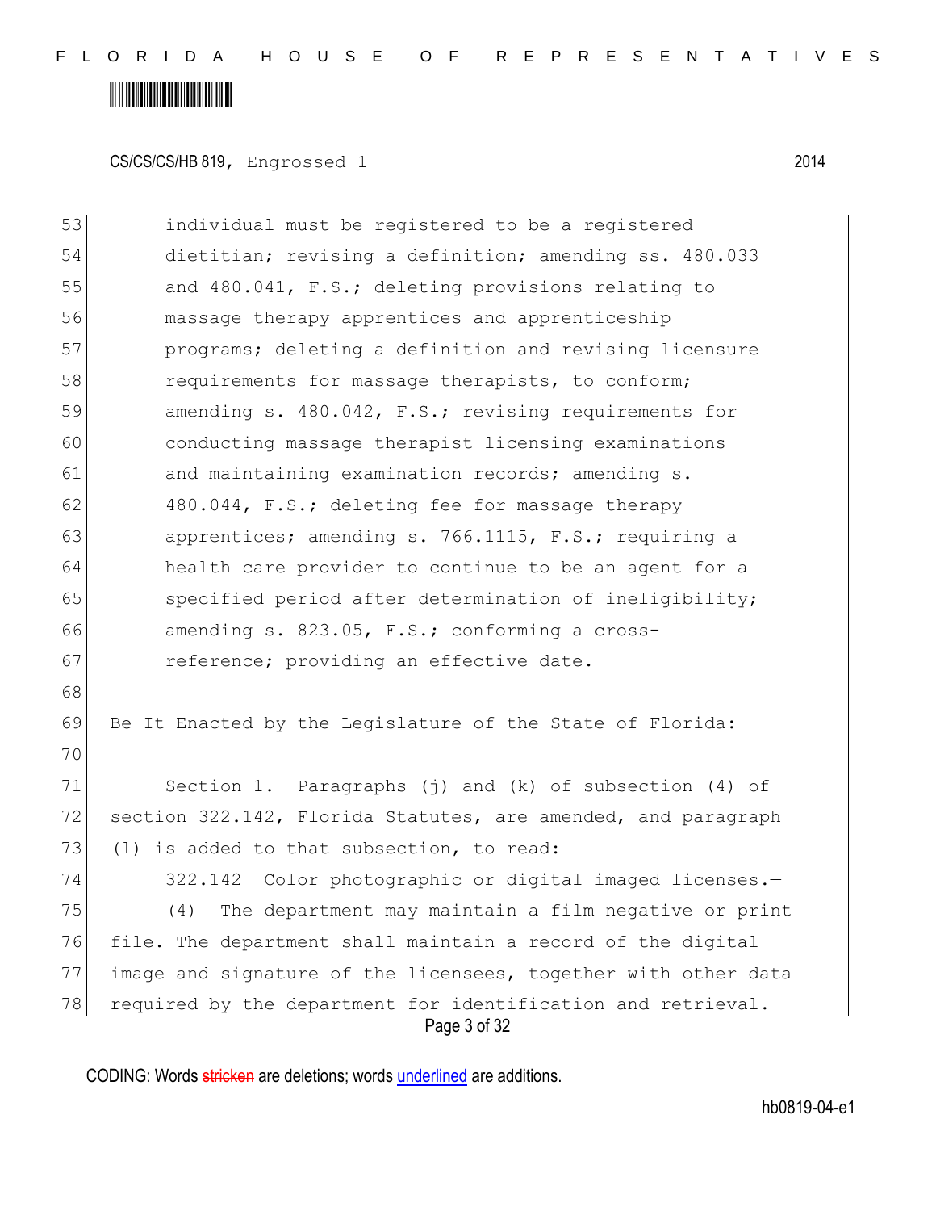individual must be registered to be a registered dietitian; revising a definition; amending ss. 480.033 and 480.041, F.S.; deleting provisions relating to massage therapy apprentices and apprenticeship programs; deleting a definition and revising licensure requirements for massage therapists, to conform; amending s. 480.042, F.S.; revising requirements for conducting massage therapist licensing examinations and maintaining examination records; amending s. 480.044, F.S.; deleting fee for massage therapy apprentices; amending s. 766.1115, F.S.; requiring a health care provider to continue to be an agent for a specified period after determination of ineligibility; amending s. 823.05, F.S.; conforming a cross-reference; providing an effective date.

Be It Enacted by the Legislature of the State of Florida:

Section 1. Paragraphs (j) and (k) of subsection (4) of section 322.142, Florida Statutes, are amended, and paragraph (l) is added to that subsection, to read:

322.142 Color photographic or digital imaged licenses.—

(4) The department may maintain a film negative or print file. The department shall maintain a record of the digital image and signature of the licensees, together with other data required by the department for identification and retrieval.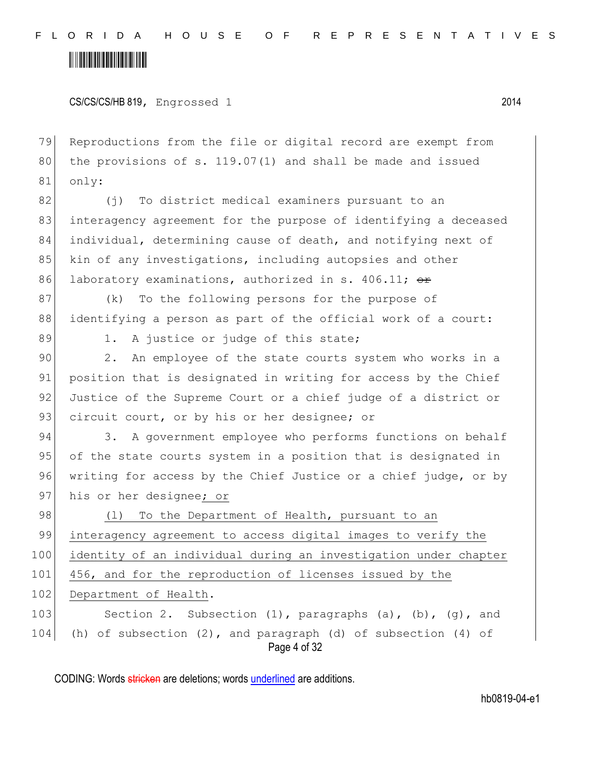Reproductions from the file or digital record are exempt from the provisions of s. 119.07(1) and shall be made and issued only:

(j) To district medical examiners pursuant to an interagency agreement for the purpose of identifying a deceased individual, determining cause of death, and notifying next of kin of any investigations, including autopsies and other laboratory examinations, authorized in s. 406.11; ~~or~~

(k) To the following persons for the purpose of identifying a person as part of the official work of a court:

1. A justice or judge of this state;

2. An employee of the state courts system who works in a position that is designated in writing for access by the Chief Justice of the Supreme Court or a chief judge of a district or circuit court, or by his or her designee; or

3. A government employee who performs functions on behalf of the state courts system in a position that is designated in writing for access by the Chief Justice or a chief judge, or by his or her designee<u>; or</u>

<u>(l) To the Department of Health, pursuant to an interagency agreement to access digital images to verify the identity of an individual during an investigation under chapter 456, and for the reproduction of licenses issued by the Department of Health</u>.

Section 2. Subsection (1), paragraphs (a), (b), (g), and (h) of subsection (2), and paragraph (d) of subsection (4) of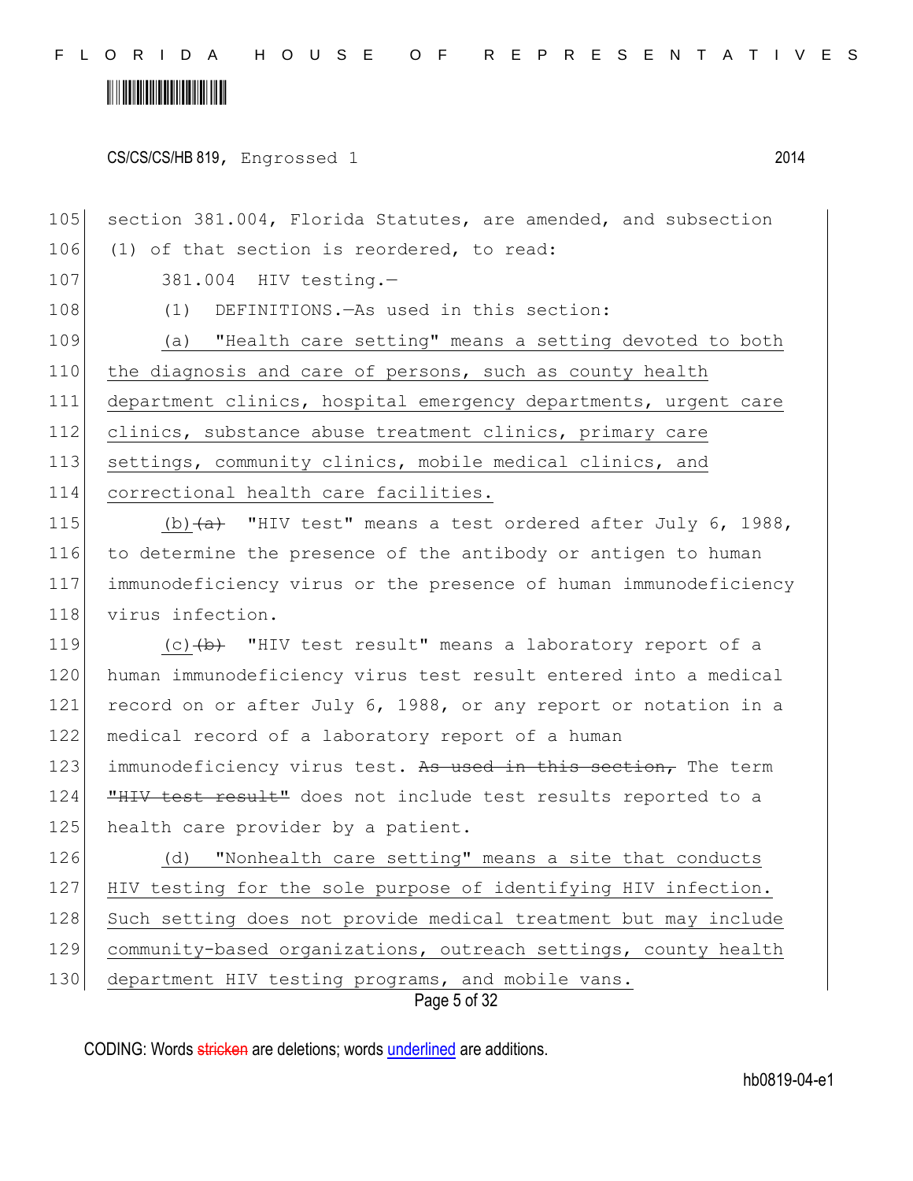section 381.004, Florida Statutes, are amended, and subsection (1) of that section is reordered, to read:

381.004 HIV testing.—

(1) DEFINITIONS.—As used in this section:

(a) "Health care setting" means a setting devoted to both the diagnosis and care of persons, such as county health department clinics, hospital emergency departments, urgent care clinics, substance abuse treatment clinics, primary care settings, community clinics, mobile medical clinics, and correctional health care facilities.

(b)~~(a)~~ "HIV test" means a test ordered after July 6, 1988, to determine the presence of the antibody or antigen to human immunodeficiency virus or the presence of human immunodeficiency virus infection.

(c)~~(b)~~ "HIV test result" means a laboratory report of a human immunodeficiency virus test result entered into a medical record on or after July 6, 1988, or any report or notation in a medical record of a laboratory report of a human immunodeficiency virus test. ~~As used in this section,~~ The term ~~"HIV test result"~~ does not include test results reported to a health care provider by a patient.

(d) "Nonhealth care setting" means a site that conducts HIV testing for the sole purpose of identifying HIV infection. Such setting does not provide medical treatment but may include community-based organizations, outreach settings, county health department HIV testing programs, and mobile vans.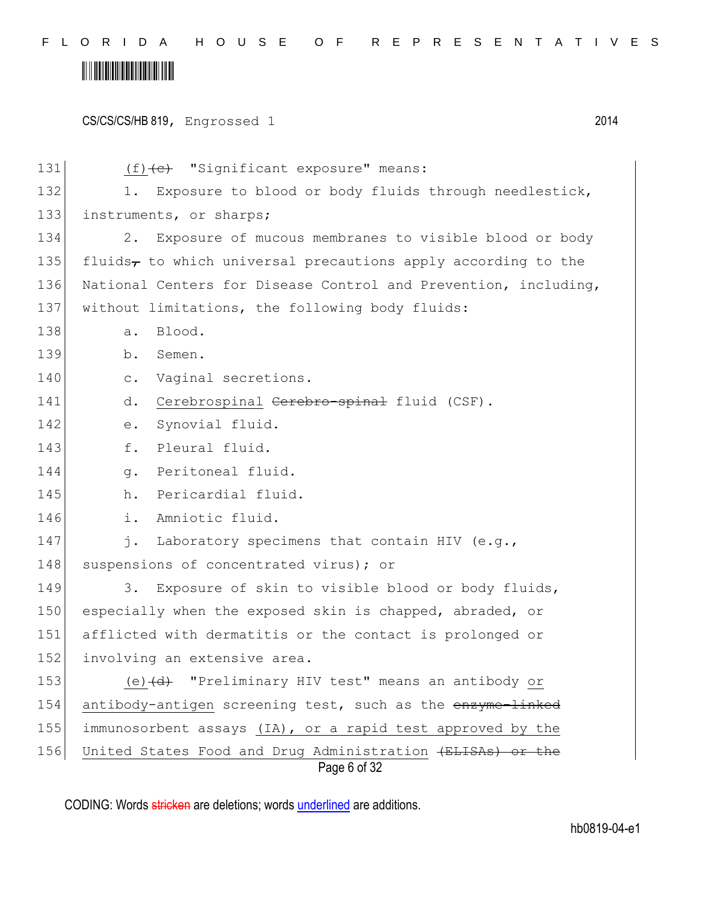(f) ~~(c)~~ "Significant exposure" means:

1. Exposure to blood or body fluids through needlestick, instruments, or sharps;

2. Exposure of mucous membranes to visible blood or body fluids~~,~~ to which universal precautions apply according to the National Centers for Disease Control and Prevention, including, without limitations, the following body fluids:

a. Blood.

b. Semen.

c. Vaginal secretions.

d. Cerebrospinal ~~Cerebro-spinal~~ fluid (CSF).

e. Synovial fluid.

f. Pleural fluid.

g. Peritoneal fluid.

h. Pericardial fluid.

i. Amniotic fluid.

j. Laboratory specimens that contain HIV (e.g., suspensions of concentrated virus); or

3. Exposure of skin to visible blood or body fluids, especially when the exposed skin is chapped, abraded, or afflicted with dermatitis or the contact is prolonged or involving an extensive area.

(e) ~~(d)~~ "Preliminary HIV test" means an antibody or antibody-antigen screening test, such as the ~~enzyme-linked~~ immunosorbent assays (IA), or a rapid test approved by the United States Food and Drug Administration ~~(ELISAs) or the~~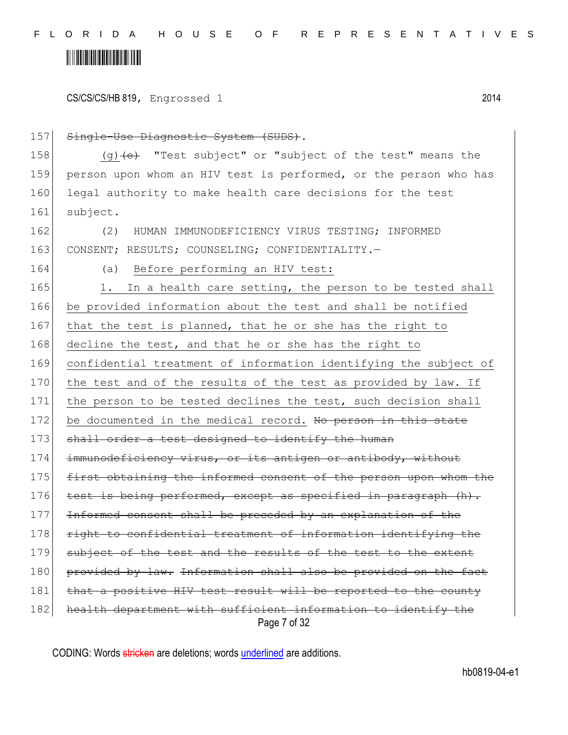157 ~~Single-Use Diagnostic System (SUDS)~~.

158 (g) ~~(e)~~ "Test subject" or "subject of the test" means the
159 person upon whom an HIV test is performed, or the person who has
160 legal authority to make health care decisions for the test
161 subject.

162 (2) HUMAN IMMUNODEFICIENCY VIRUS TESTING; INFORMED
163 CONSENT; RESULTS; COUNSELING; CONFIDENTIALITY.—

164 (a) Before performing an HIV test:

165 1. In a health care setting, the person to be tested shall
166 be provided information about the test and shall be notified
167 that the test is planned, that he or she has the right to
168 decline the test, and that he or she has the right to
169 confidential treatment of information identifying the subject of
170 the test and of the results of the test as provided by law. If
171 the person to be tested declines the test, such decision shall
172 be documented in the medical record. ~~No person in this state~~
173 ~~shall order a test designed to identify the human~~
174 ~~immunodeficiency virus, or its antigen or antibody, without~~
175 ~~first obtaining the informed consent of the person upon whom the~~
176 ~~test is being performed, except as specified in paragraph (h).~~
177 ~~Informed consent shall be preceded by an explanation of the~~
178 ~~right to confidential treatment of information identifying the~~
179 ~~subject of the test and the results of the test to the extent~~
180 ~~provided by law.~~ ~~Information shall also be provided on the fact~~
181 ~~that a positive HIV test result will be reported to the county~~
182 ~~health department with sufficient information to identify the~~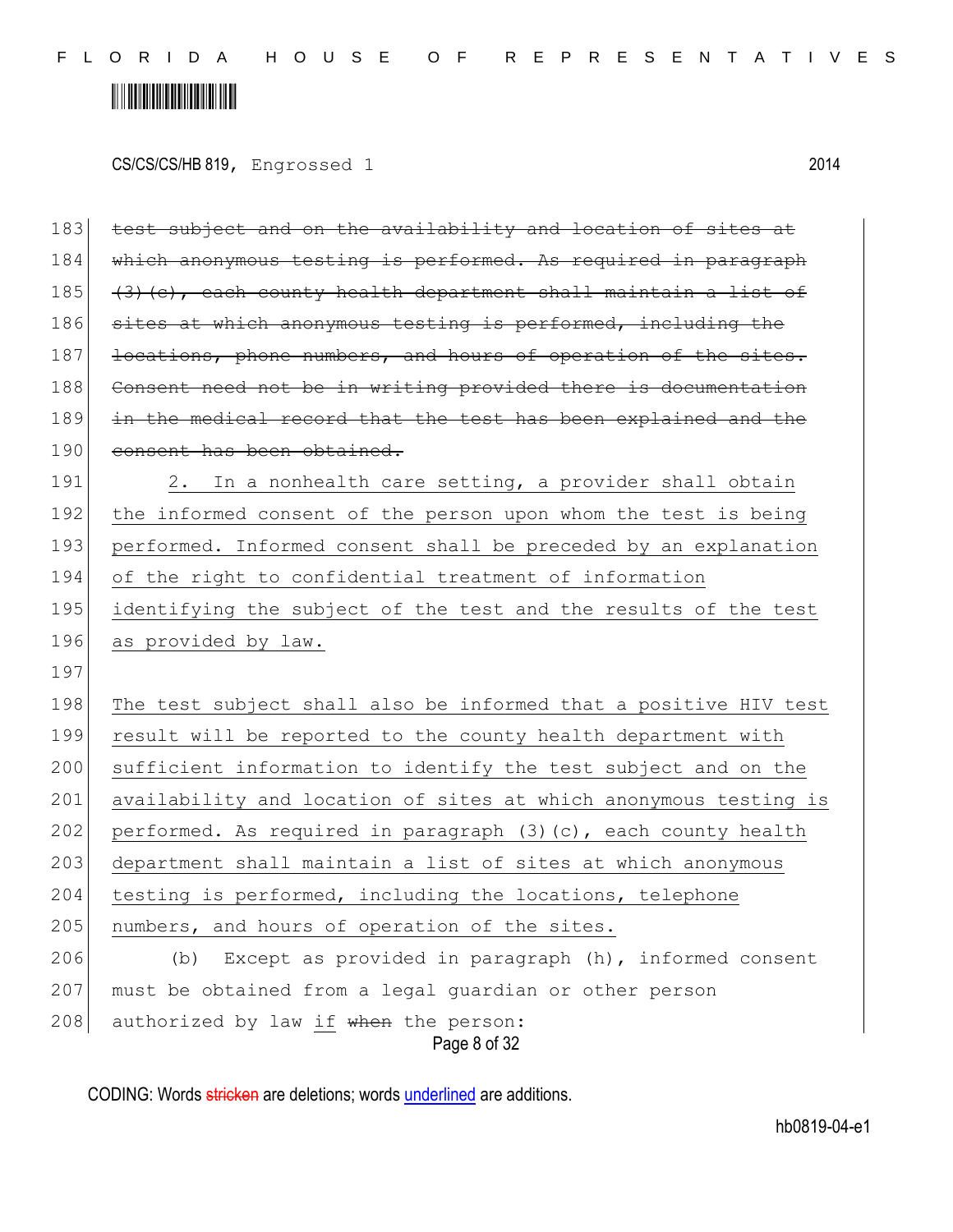~~test subject and on the availability and location of sites at which anonymous testing is performed. As required in paragraph (3)(c), each county health department shall maintain a list of sites at which anonymous testing is performed, including the locations, phone numbers, and hours of operation of the sites. Consent need not be in writing provided there is documentation in the medical record that the test has been explained and the consent has been obtained.~~

2\. In a nonhealth care setting, a provider shall obtain the informed consent of the person upon whom the test is being performed. Informed consent shall be preceded by an explanation of the right to confidential treatment of information identifying the subject of the test and the results of the test as provided by law.

The test subject shall also be informed that a positive HIV test result will be reported to the county health department with sufficient information to identify the test subject and on the availability and location of sites at which anonymous testing is performed. As required in paragraph (3)(c), each county health department shall maintain a list of sites at which anonymous testing is performed, including the locations, telephone numbers, and hours of operation of the sites.

(b) Except as provided in paragraph (h), informed consent must be obtained from a legal guardian or other person authorized by law if ~~when~~ the person: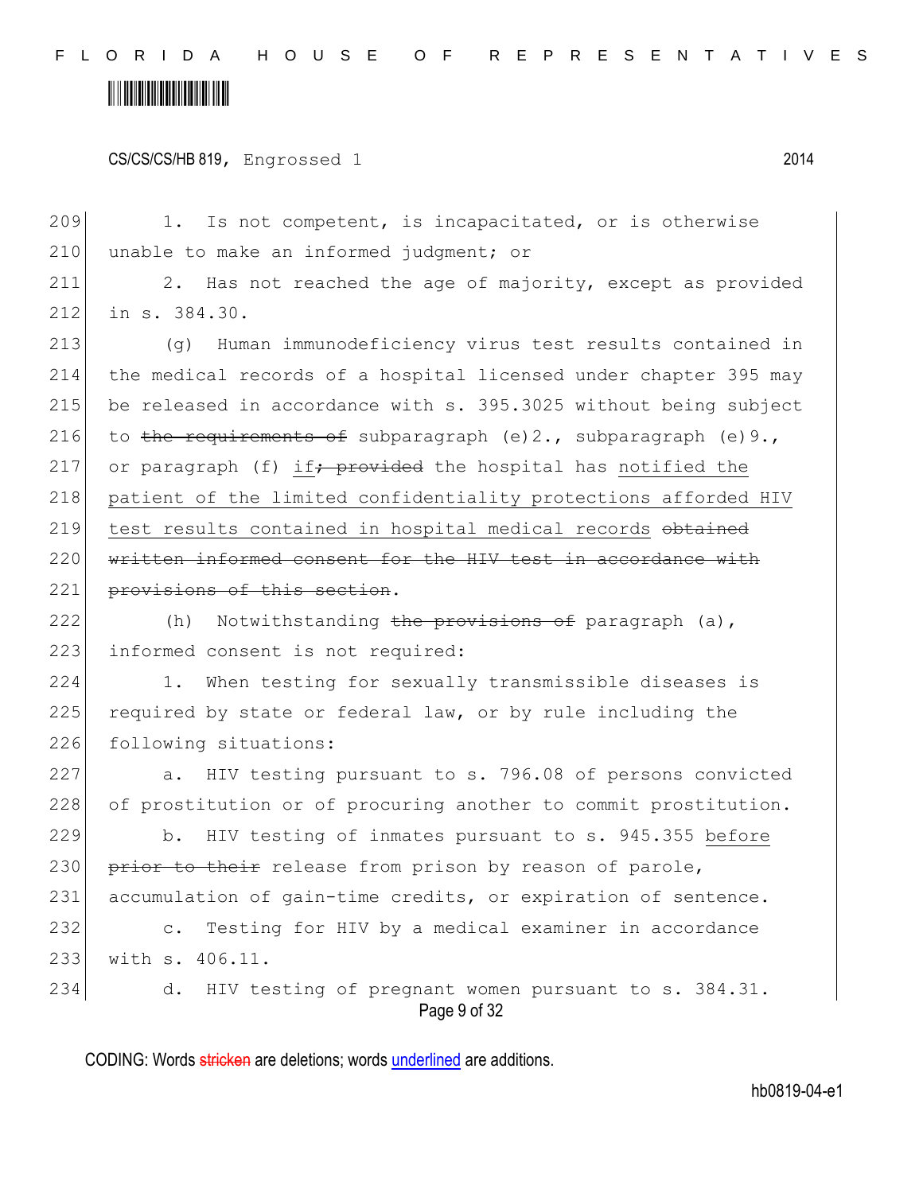1. Is not competent, is incapacitated, or is otherwise unable to make an informed judgment; or

2. Has not reached the age of majority, except as provided in s. 384.30.

(g) Human immunodeficiency virus test results contained in the medical records of a hospital licensed under chapter 395 may be released in accordance with s. 395.3025 without being subject to ~~the requirements of~~ subparagraph (e)2., subparagraph (e)9., or paragraph (f) <u>if</u>~~; provided~~ the hospital has <u>notified the patient of the limited confidentiality protections afforded HIV test results contained in hospital medical records</u> ~~obtained written informed consent for the HIV test in accordance with provisions of this section~~.

(h) Notwithstanding ~~the provisions of~~ paragraph (a), informed consent is not required:

1. When testing for sexually transmissible diseases is required by state or federal law, or by rule including the following situations:

a. HIV testing pursuant to s. 796.08 of persons convicted of prostitution or of procuring another to commit prostitution.

b. HIV testing of inmates pursuant to s. 945.355 <u>before</u> ~~prior to their~~ release from prison by reason of parole, accumulation of gain-time credits, or expiration of sentence.

c. Testing for HIV by a medical examiner in accordance with s. 406.11.

d. HIV testing of pregnant women pursuant to s. 384.31.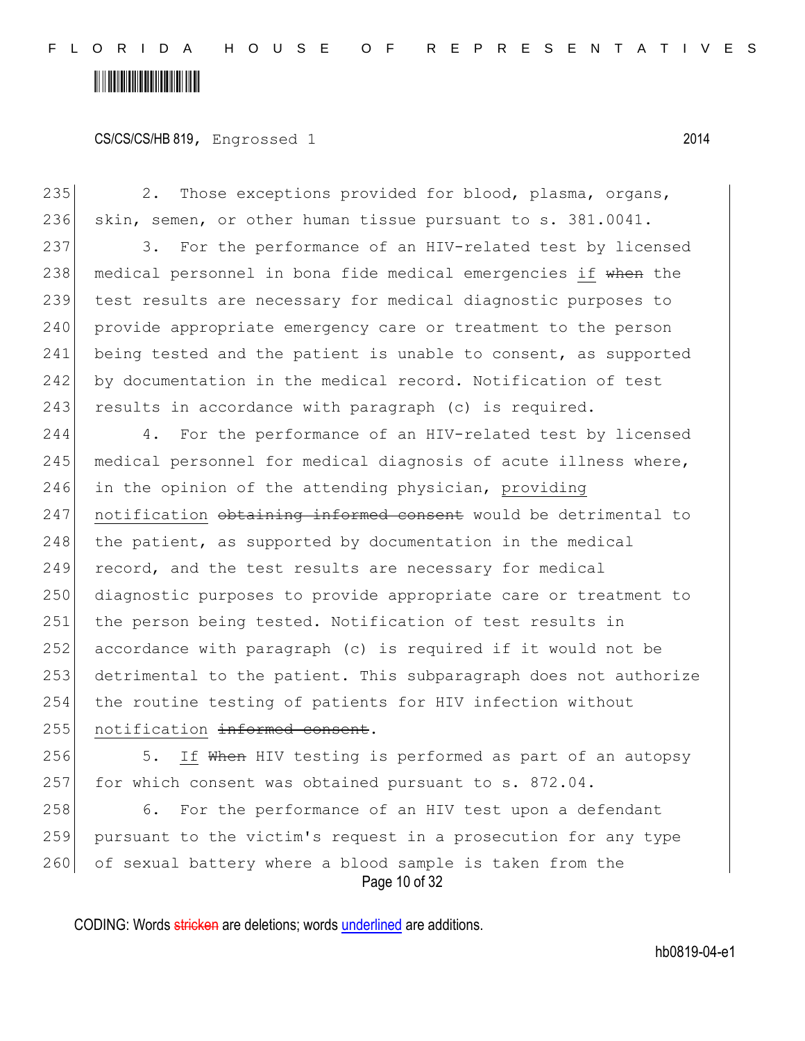CS/CS/CS/HB 819, Engrossed 1 2014

2. Those exceptions provided for blood, plasma, organs, skin, semen, or other human tissue pursuant to s. 381.0041.

3. For the performance of an HIV-related test by licensed medical personnel in bona fide medical emergencies if ~~when~~ the test results are necessary for medical diagnostic purposes to provide appropriate emergency care or treatment to the person being tested and the patient is unable to consent, as supported by documentation in the medical record. Notification of test results in accordance with paragraph (c) is required.

4. For the performance of an HIV-related test by licensed medical personnel for medical diagnosis of acute illness where, in the opinion of the attending physician, providing notification ~~obtaining informed consent~~ would be detrimental to the patient, as supported by documentation in the medical record, and the test results are necessary for medical diagnostic purposes to provide appropriate care or treatment to the person being tested. Notification of test results in accordance with paragraph (c) is required if it would not be detrimental to the patient. This subparagraph does not authorize the routine testing of patients for HIV infection without notification ~~informed consent~~.

5. If ~~When~~ HIV testing is performed as part of an autopsy for which consent was obtained pursuant to s. 872.04.

6. For the performance of an HIV test upon a defendant pursuant to the victim's request in a prosecution for any type of sexual battery where a blood sample is taken from the

CODING: Words ~~stricken~~ are deletions; words underlined are additions.

hb0819-04-e1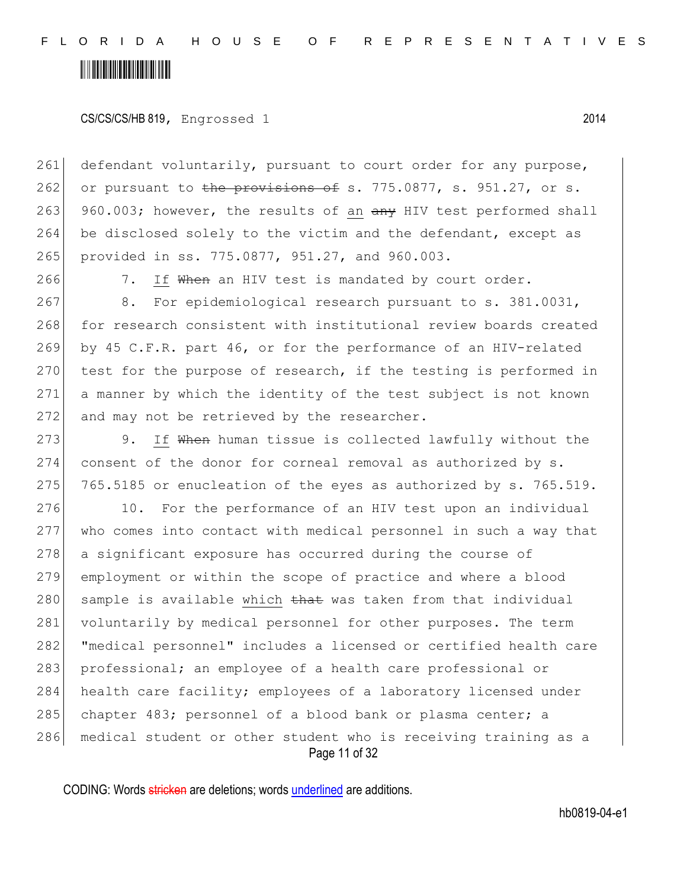CS/CS/CS/HB 819, Engrossed 1 2014

261 defendant voluntarily, pursuant to court order for any purpose,
262 or pursuant to ~~the provisions of~~ s. 775.0877, s. 951.27, or s.
263 960.003; however, the results of an ~~any~~ HIV test performed shall
264 be disclosed solely to the victim and the defendant, except as
265 provided in ss. 775.0877, 951.27, and 960.003.

266 7. If ~~When~~ an HIV test is mandated by court order.

267 8. For epidemiological research pursuant to s. 381.0031,
268 for research consistent with institutional review boards created
269 by 45 C.F.R. part 46, or for the performance of an HIV-related
270 test for the purpose of research, if the testing is performed in
271 a manner by which the identity of the test subject is not known
272 and may not be retrieved by the researcher.

273 9. If ~~When~~ human tissue is collected lawfully without the
274 consent of the donor for corneal removal as authorized by s.
275 765.5185 or enucleation of the eyes as authorized by s. 765.519.

276 10. For the performance of an HIV test upon an individual
277 who comes into contact with medical personnel in such a way that
278 a significant exposure has occurred during the course of
279 employment or within the scope of practice and where a blood
280 sample is available which ~~that~~ was taken from that individual
281 voluntarily by medical personnel for other purposes. The term
282 "medical personnel" includes a licensed or certified health care
283 professional; an employee of a health care professional or
284 health care facility; employees of a laboratory licensed under
285 chapter 483; personnel of a blood bank or plasma center; a
286 medical student or other student who is receiving training as a

CODING: Words ~~stricken~~ are deletions; words underlined are additions.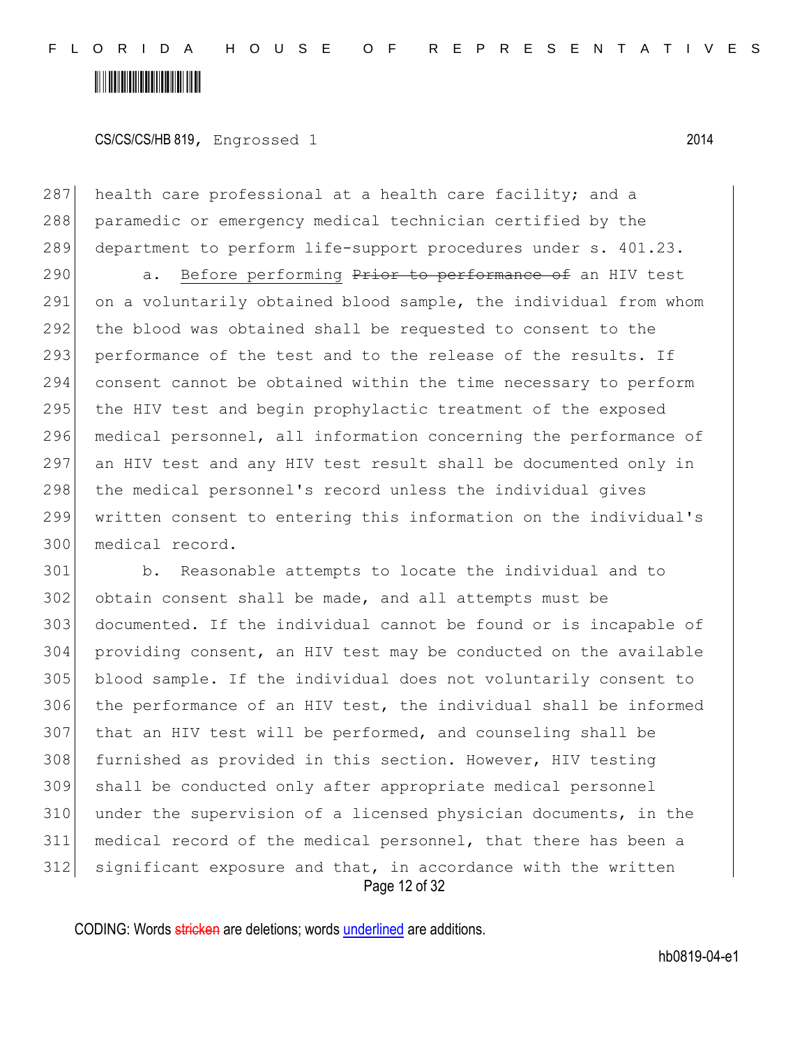health care professional at a health care facility; and a paramedic or emergency medical technician certified by the department to perform life-support procedures under s. 401.23.

a. Before performing ~~Prior to performance of~~ an HIV test on a voluntarily obtained blood sample, the individual from whom the blood was obtained shall be requested to consent to the performance of the test and to the release of the results. If consent cannot be obtained within the time necessary to perform the HIV test and begin prophylactic treatment of the exposed medical personnel, all information concerning the performance of an HIV test and any HIV test result shall be documented only in the medical personnel's record unless the individual gives written consent to entering this information on the individual's medical record.

b. Reasonable attempts to locate the individual and to obtain consent shall be made, and all attempts must be documented. If the individual cannot be found or is incapable of providing consent, an HIV test may be conducted on the available blood sample. If the individual does not voluntarily consent to the performance of an HIV test, the individual shall be informed that an HIV test will be performed, and counseling shall be furnished as provided in this section. However, HIV testing shall be conducted only after appropriate medical personnel under the supervision of a licensed physician documents, in the medical record of the medical personnel, that there has been a significant exposure and that, in accordance with the written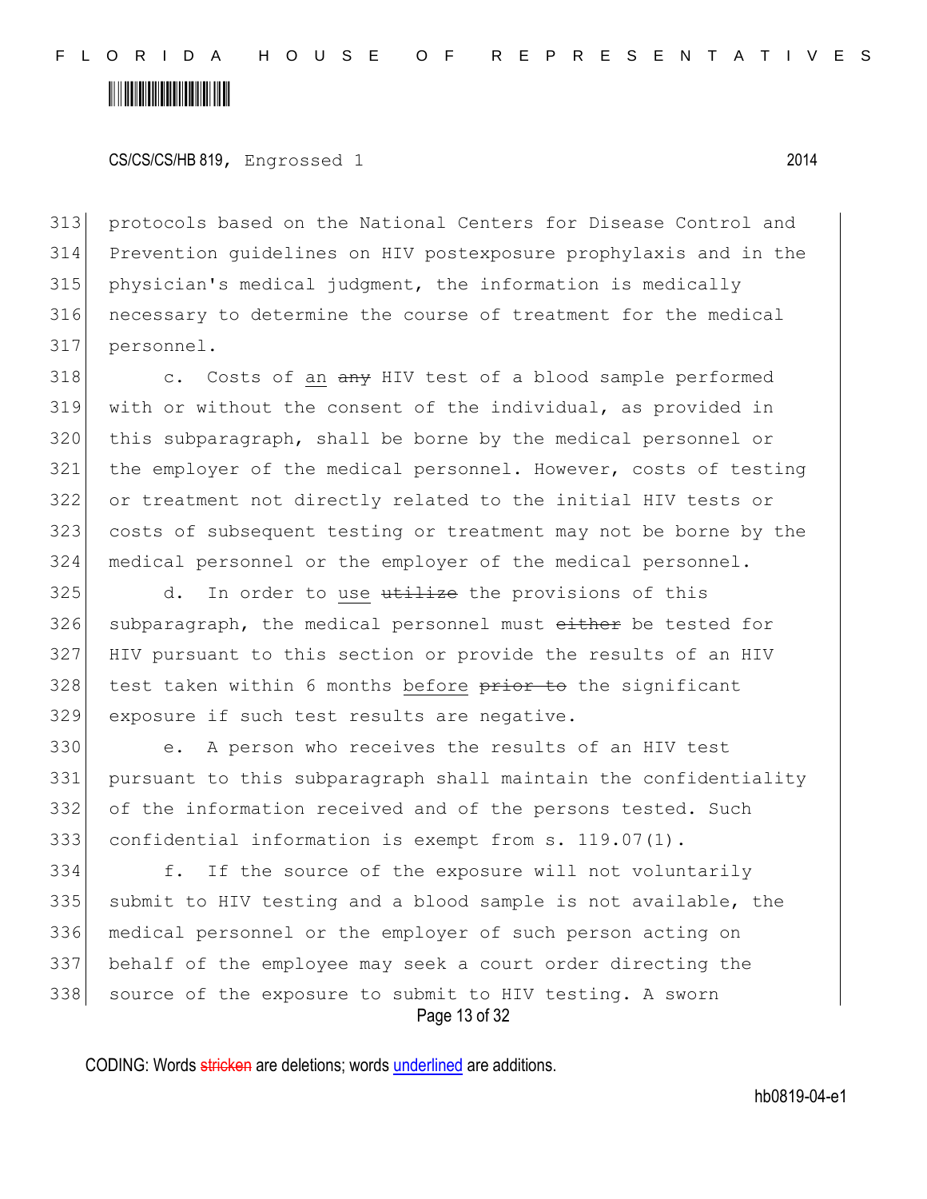protocols based on the National Centers for Disease Control and Prevention guidelines on HIV postexposure prophylaxis and in the physician's medical judgment, the information is medically necessary to determine the course of treatment for the medical personnel.

c. Costs of an ~~any~~ HIV test of a blood sample performed with or without the consent of the individual, as provided in this subparagraph, shall be borne by the medical personnel or the employer of the medical personnel. However, costs of testing or treatment not directly related to the initial HIV tests or costs of subsequent testing or treatment may not be borne by the medical personnel or the employer of the medical personnel.

d. In order to use ~~utilize~~ the provisions of this subparagraph, the medical personnel must ~~either~~ be tested for HIV pursuant to this section or provide the results of an HIV test taken within 6 months before ~~prior to~~ the significant exposure if such test results are negative.

e. A person who receives the results of an HIV test pursuant to this subparagraph shall maintain the confidentiality of the information received and of the persons tested. Such confidential information is exempt from s. 119.07(1).

f. If the source of the exposure will not voluntarily submit to HIV testing and a blood sample is not available, the medical personnel or the employer of such person acting on behalf of the employee may seek a court order directing the source of the exposure to submit to HIV testing. A sworn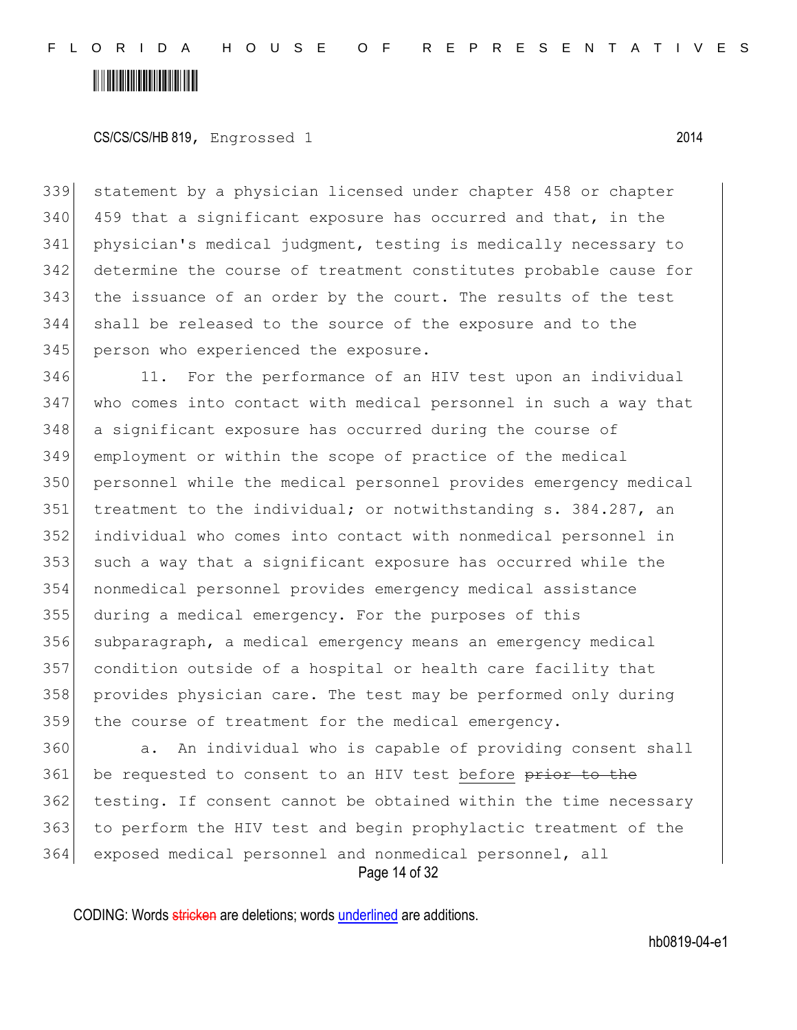statement by a physician licensed under chapter 458 or chapter 459 that a significant exposure has occurred and that, in the physician's medical judgment, testing is medically necessary to determine the course of treatment constitutes probable cause for the issuance of an order by the court. The results of the test shall be released to the source of the exposure and to the person who experienced the exposure.

11. For the performance of an HIV test upon an individual who comes into contact with medical personnel in such a way that a significant exposure has occurred during the course of employment or within the scope of practice of the medical personnel while the medical personnel provides emergency medical treatment to the individual; or notwithstanding s. 384.287, an individual who comes into contact with nonmedical personnel in such a way that a significant exposure has occurred while the nonmedical personnel provides emergency medical assistance during a medical emergency. For the purposes of this subparagraph, a medical emergency means an emergency medical condition outside of a hospital or health care facility that provides physician care. The test may be performed only during the course of treatment for the medical emergency.

a. An individual who is capable of providing consent shall be requested to consent to an HIV test before ~~prior to the~~ testing. If consent cannot be obtained within the time necessary to perform the HIV test and begin prophylactic treatment of the exposed medical personnel and nonmedical personnel, all

CODING: Words ~~stricken~~ are deletions; words underlined are additions.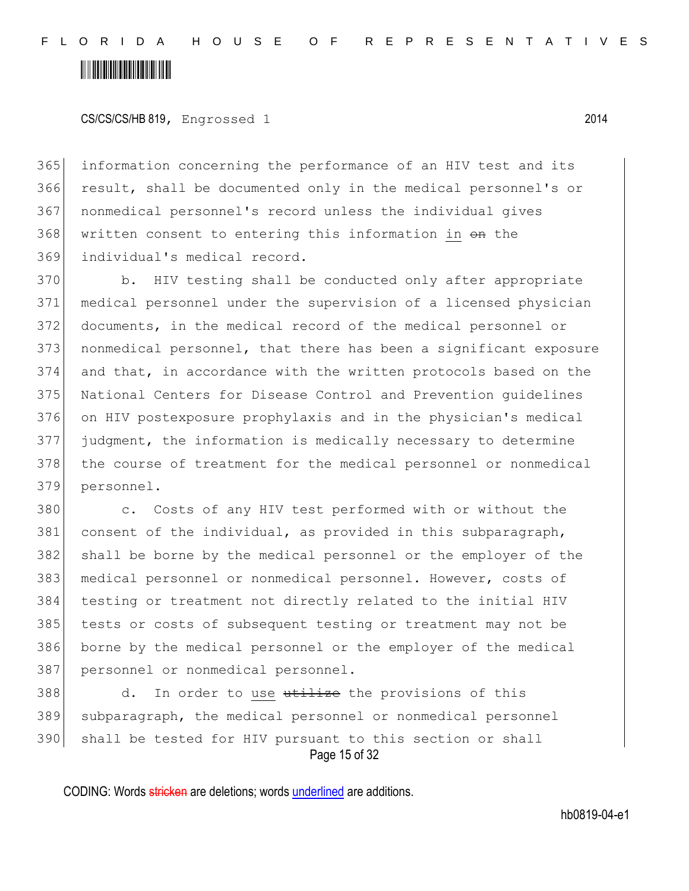information concerning the performance of an HIV test and its result, shall be documented only in the medical personnel's or nonmedical personnel's record unless the individual gives written consent to entering this information <u>in</u> ~~on~~ the individual's medical record.

b. HIV testing shall be conducted only after appropriate medical personnel under the supervision of a licensed physician documents, in the medical record of the medical personnel or nonmedical personnel, that there has been a significant exposure and that, in accordance with the written protocols based on the National Centers for Disease Control and Prevention guidelines on HIV postexposure prophylaxis and in the physician's medical judgment, the information is medically necessary to determine the course of treatment for the medical personnel or nonmedical personnel.

c. Costs of any HIV test performed with or without the consent of the individual, as provided in this subparagraph, shall be borne by the medical personnel or the employer of the medical personnel or nonmedical personnel. However, costs of testing or treatment not directly related to the initial HIV tests or costs of subsequent testing or treatment may not be borne by the medical personnel or the employer of the medical personnel or nonmedical personnel.

d. In order to <u>use</u> ~~utilize~~ the provisions of this subparagraph, the medical or nonmedical personnel shall be tested for HIV pursuant to this section or shall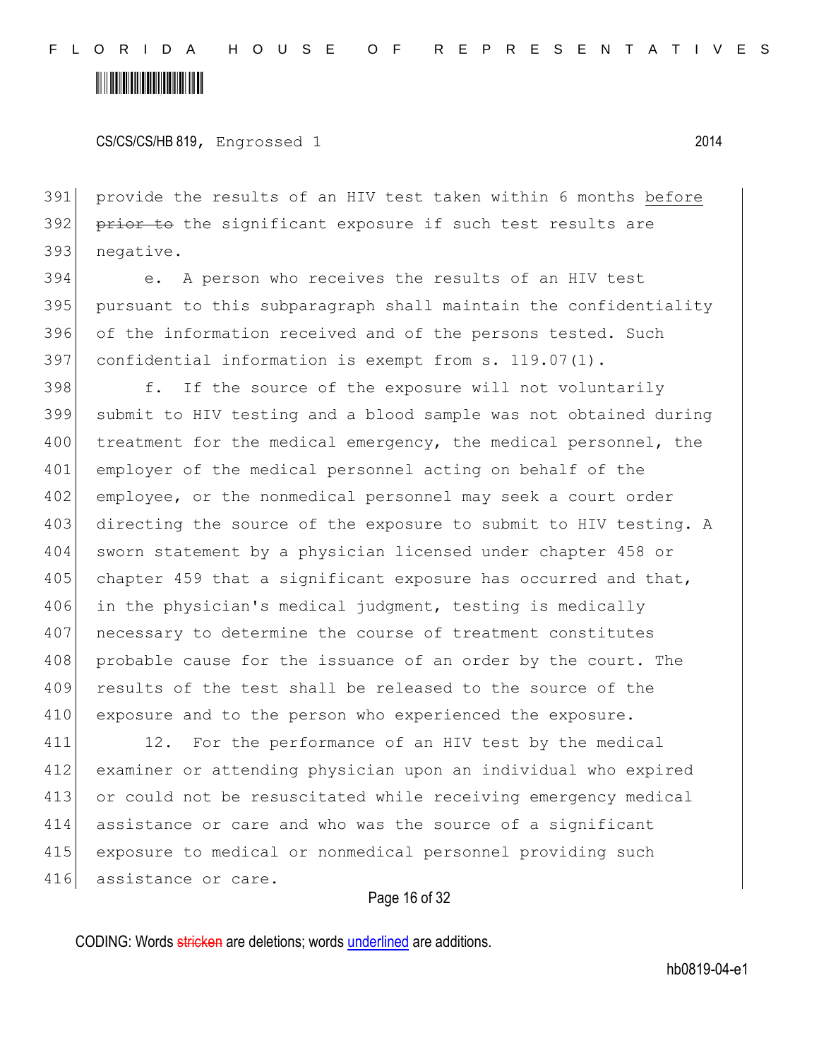provide the results of an HIV test taken within 6 months before ~~prior to~~ the significant exposure if such test results are negative.

e. A person who receives the results of an HIV test pursuant to this subparagraph shall maintain the confidentiality of the information received and of the persons tested. Such confidential information is exempt from s. 119.07(1).

f. If the source of the exposure will not voluntarily submit to HIV testing and a blood sample was not obtained during treatment for the medical emergency, the medical personnel, the employer of the medical personnel acting on behalf of the employee, or the nonmedical personnel may seek a court order directing the source of the exposure to submit to HIV testing. A sworn statement by a physician licensed under chapter 458 or chapter 459 that a significant exposure has occurred and that, in the physician's medical judgment, testing is medically necessary to determine the course of treatment constitutes probable cause for the issuance of an order by the court. The results of the test shall be released to the source of the exposure and to the person who experienced the exposure.

12. For the performance of an HIV test by the medical examiner or attending physician upon an individual who expired or could not be resuscitated while receiving emergency medical assistance or care and who was the source of a significant exposure to medical or nonmedical personnel providing such assistance or care.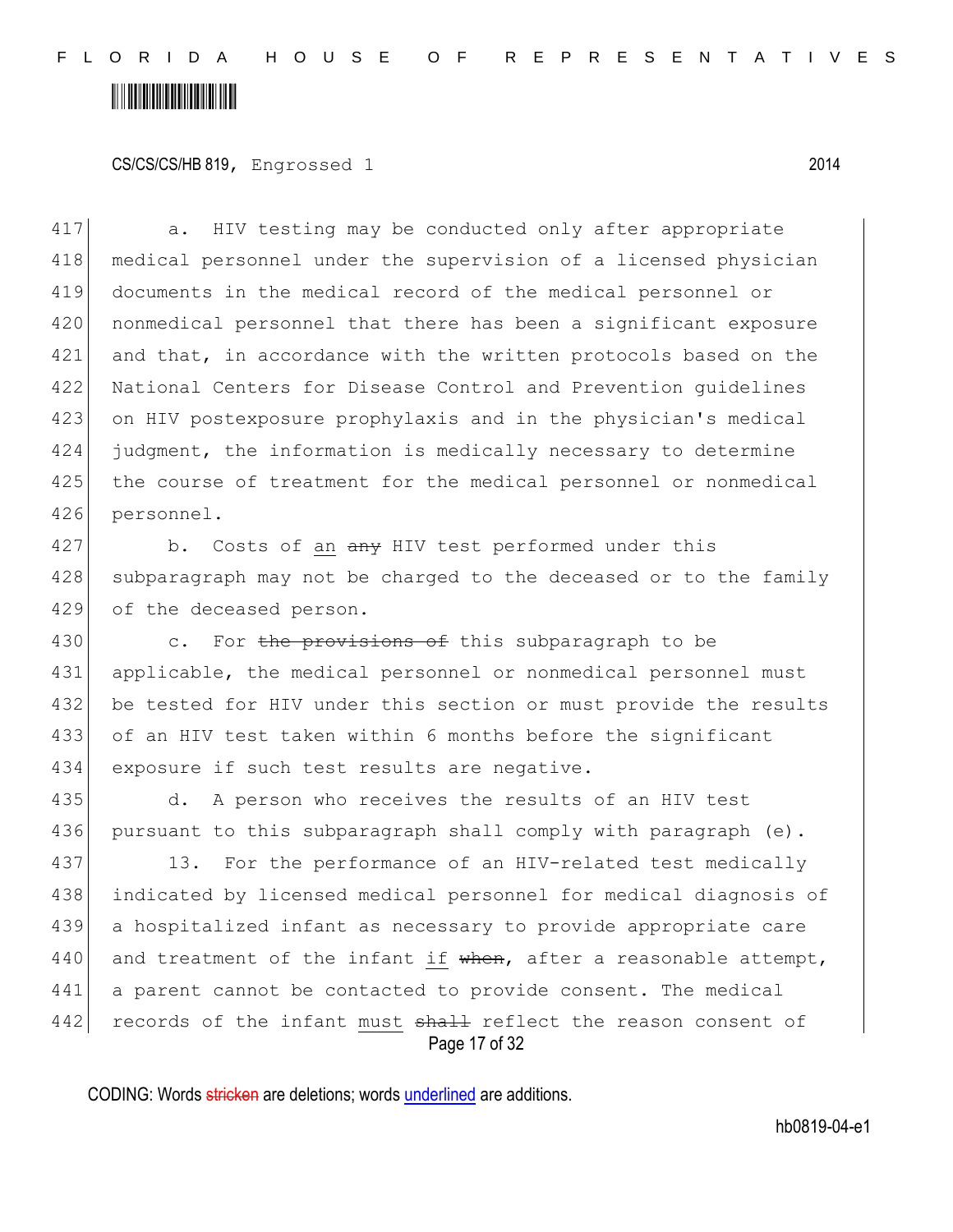a. HIV testing may be conducted only after appropriate medical personnel under the supervision of a licensed physician documents in the medical record of the medical personnel or nonmedical personnel that there has been a significant exposure and that, in accordance with the written protocols based on the National Centers for Disease Control and Prevention guidelines on HIV postexposure prophylaxis and in the physician's medical judgment, the information is medically necessary to determine the course of treatment for the medical personnel or nonmedical personnel.

b. Costs of an ~~any~~ HIV test performed under this subparagraph may not be charged to the deceased or to the family of the deceased person.

c. For ~~the provisions of~~ this subparagraph to be applicable, the medical personnel or nonmedical personnel must be tested for HIV under this section or must provide the results of an HIV test taken within 6 months before the significant exposure if such test results are negative.

d. A person who receives the results of an HIV test pursuant to this subparagraph shall comply with paragraph (e).

13. For the performance of an HIV-related test medically indicated by licensed medical personnel for medical diagnosis of a hospitalized infant as necessary to provide appropriate care and treatment of the infant if ~~when~~, after a reasonable attempt, a parent cannot be contacted to provide consent. The medical records of the infant must ~~shall~~ reflect the reason consent of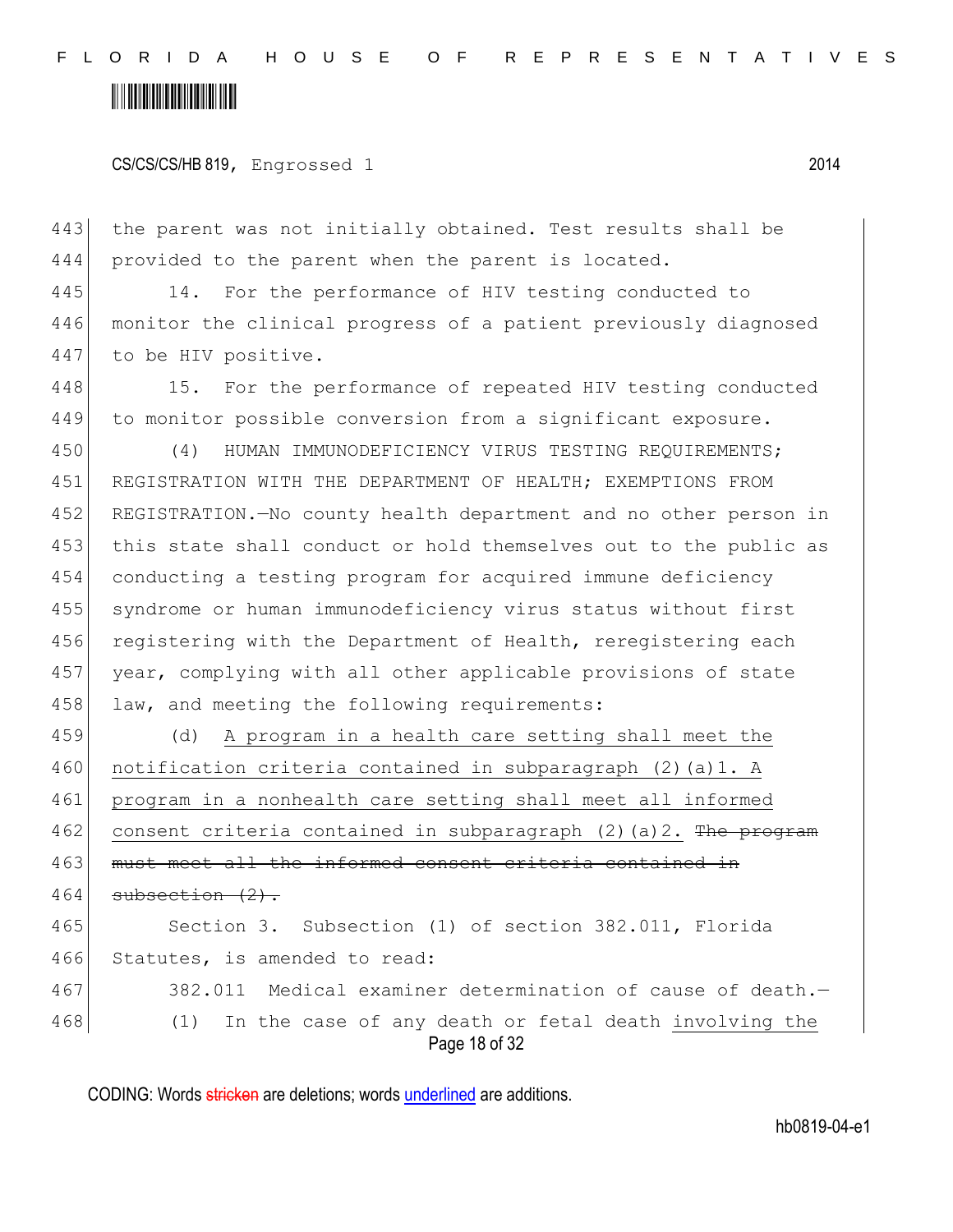the parent was not initially obtained. Test results shall be provided to the parent when the parent is located.

14. For the performance of HIV testing conducted to monitor the clinical progress of a patient previously diagnosed to be HIV positive.

15. For the performance of repeated HIV testing conducted to monitor possible conversion from a significant exposure.

(4) HUMAN IMMUNODEFICIENCY VIRUS TESTING REQUIREMENTS; REGISTRATION WITH THE DEPARTMENT OF HEALTH; EXEMPTIONS FROM REGISTRATION.—No county health department and no other person in this state shall conduct or hold themselves out to the public as conducting a testing program for acquired immune deficiency syndrome or human immunodeficiency virus status without first registering with the Department of Health, reregistering each year, complying with all other applicable provisions of state law, and meeting the following requirements:

(d) A program in a health care setting shall meet the notification criteria contained in subparagraph (2)(a)1. A program in a nonhealth care setting shall meet all informed consent criteria contained in subparagraph (2)(a)2. ~~The program must meet all the informed consent criteria contained in subsection (2).~~

Section 3. Subsection (1) of section 382.011, Florida Statutes, is amended to read:

382.011 Medical examiner determination of cause of death.—

(1) In the case of any death or fetal death involving the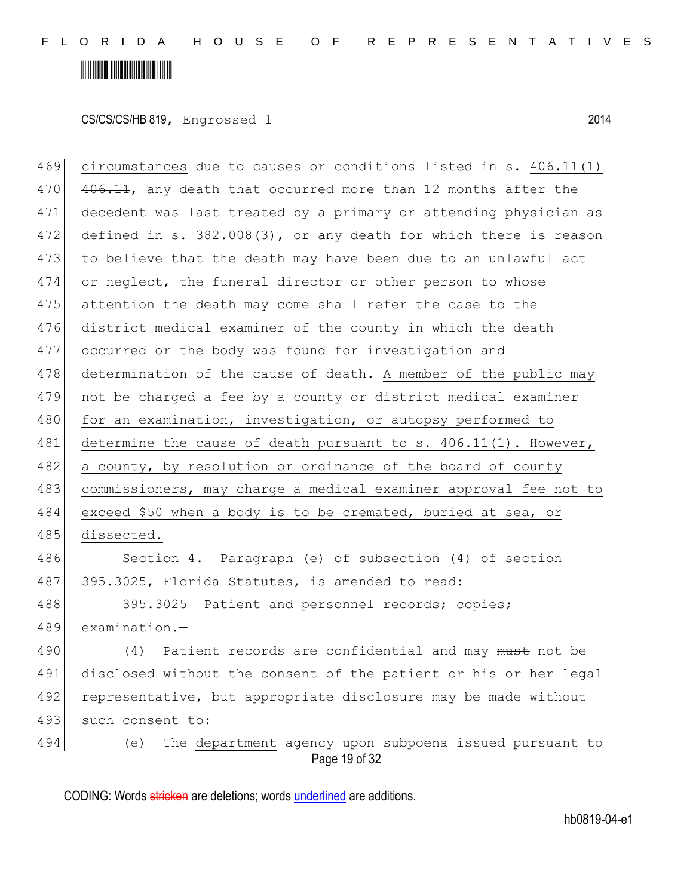circumstances ~~due to causes or conditions~~ listed in s. 406.11(1) ~~406.11~~, any death that occurred more than 12 months after the decedent was last treated by a primary or attending physician as defined in s. 382.008(3), or any death for which there is reason to believe that the death may have been due to an unlawful act or neglect, the funeral director or other person to whose attention the death may come shall refer the case to the district medical examiner of the county in which the death occurred or the body was found for investigation and determination of the cause of death. A member of the public may not be charged a fee by a county or district medical examiner for an examination, investigation, or autopsy performed to determine the cause of death pursuant to s. 406.11(1). However, a county, by resolution or ordinance of the board of county commissioners, may charge a medical examiner approval fee not to exceed $50 when a body is to be cremated, buried at sea, or dissected.

Section 4. Paragraph (e) of subsection (4) of section 395.3025, Florida Statutes, is amended to read:

395.3025 Patient and personnel records; copies; examination.—

(4) Patient records are confidential and may ~~must~~ not be disclosed without the consent of the patient or his or her legal representative, but appropriate disclosure may be made without such consent to:

(e) The department ~~agency~~ upon subpoena issued pursuant to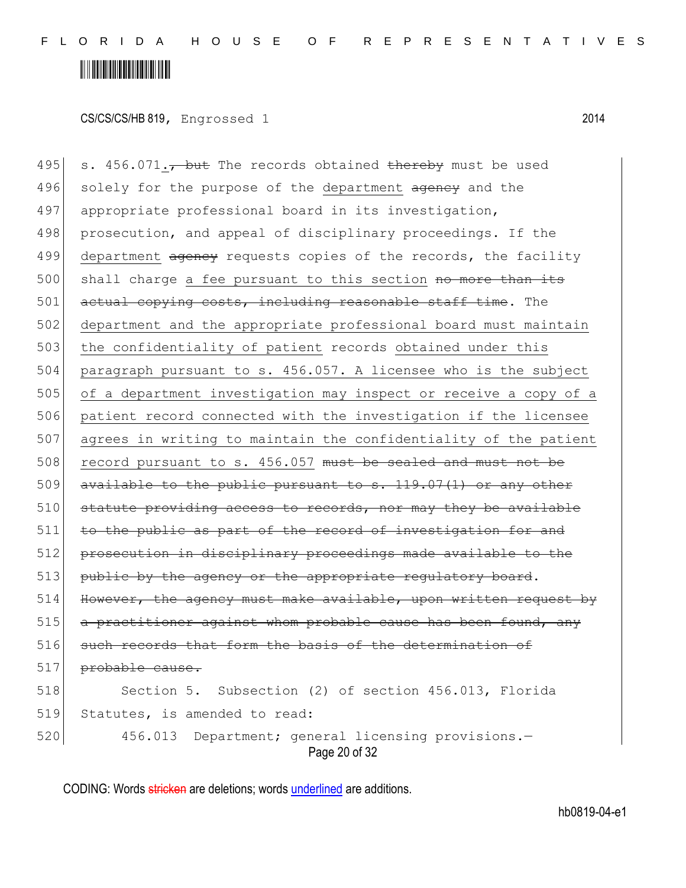495 s. 456.071<u>.</u>~~, but~~ The records obtained ~~thereby~~ must be used
496 solely for the purpose of the <u>department</u> ~~agency~~ and the
497 appropriate professional board in its investigation,
498 prosecution, and appeal of disciplinary proceedings. If the
499 <u>department</u> ~~agency~~ requests copies of the records, the facility
500 shall charge <u>a fee pursuant to this section</u> ~~no more than its~~
501 ~~actual copying costs, including reasonable staff time~~. The
502 <u>department and the appropriate professional board must maintain</u>
503 <u>the confidentiality of patient</u> records <u>obtained under this</u>
504 <u>paragraph pursuant to s. 456.057. A licensee who is the subject</u>
505 <u>of a department investigation may inspect or receive a copy of a</u>
506 <u>patient record connected with the investigation if the licensee</u>
507 <u>agrees in writing to maintain the confidentiality of the patient</u>
508 <u>record pursuant to s. 456.057</u> ~~must be sealed and must not be~~
509 ~~available to the public pursuant to s. 119.07(1) or any other~~
510 ~~statute providing access to records, nor may they be available~~
511 ~~to the public as part of the record of investigation for and~~
512 ~~prosecution in disciplinary proceedings made available to the~~
513 ~~public by the agency or the appropriate regulatory board~~.
514 ~~However, the agency must make available, upon written request by~~
515 ~~a practitioner against whom probable cause has been found, any~~
516 ~~such records that form the basis of the determination of~~
517 ~~probable cause.~~

518 Section 5. Subsection (2) of section 456.013, Florida
519 Statutes, is amended to read:

520 456.013 Department; general licensing provisions.—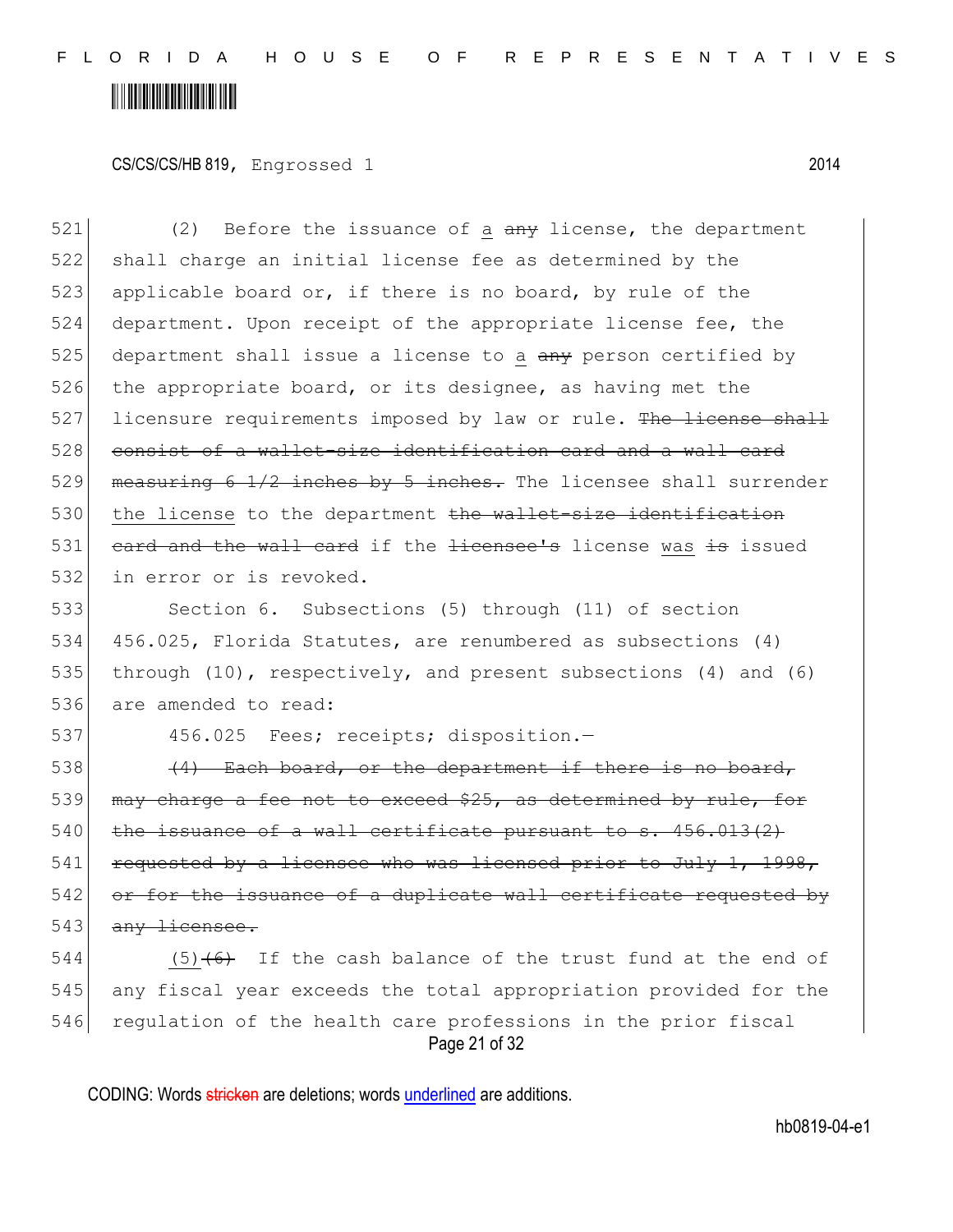(2) Before the issuance of a ~~any~~ license, the department shall charge an initial license fee as determined by the applicable board or, if there is no board, by rule of the department. Upon receipt of the appropriate license fee, the department shall issue a license to a ~~any~~ person certified by the appropriate board, or its designee, as having met the licensure requirements imposed by law or rule. ~~The license shall consist of a wallet-size identification card and a wall card measuring 6 1/2 inches by 5 inches.~~ The licensee shall surrender the license to the department ~~the wallet-size identification card and the wall card~~ if the ~~licensee's~~ license was ~~is~~ issued in error or is revoked.

Section 6. Subsections (5) through (11) of section 456.025, Florida Statutes, are renumbered as subsections (4) through (10), respectively, and present subsections (4) and (6) are amended to read:

456.025 Fees; receipts; disposition.—

~~(4) Each board, or the department if there is no board, may charge a fee not to exceed $25, as determined by rule, for the issuance of a wall certificate pursuant to s. 456.013(2) requested by a licensee who was licensed prior to July 1, 1998, or for the issuance of a duplicate wall certificate requested by any licensee.~~

(5)~~(6)~~ If the cash balance of the trust fund at the end of any fiscal year exceeds the total appropriation provided for the regulation of the health care professions in the prior fiscal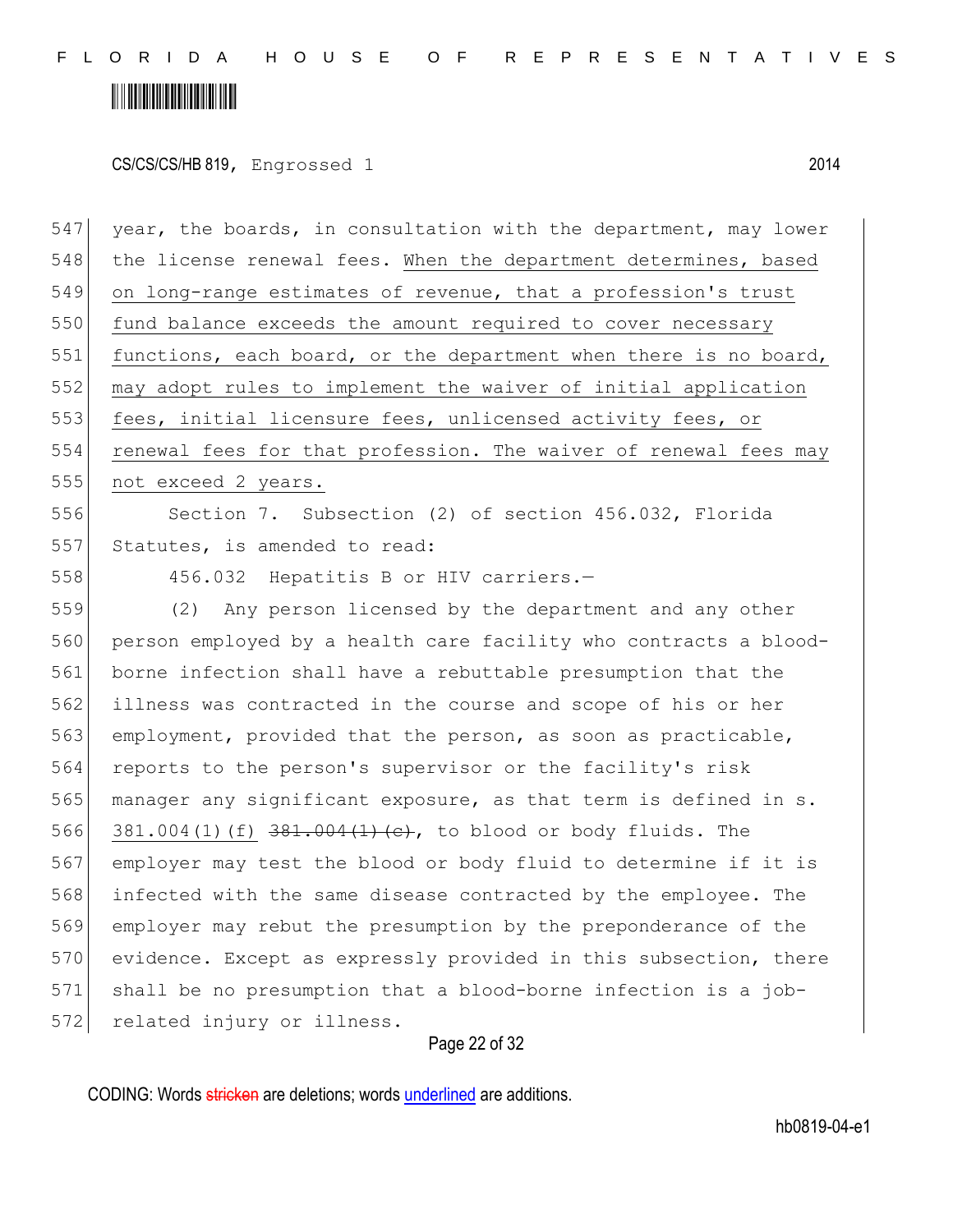year, the boards, in consultation with the department, may lower the license renewal fees. <u>When the department determines, based on long-range estimates of revenue, that a profession's trust fund balance exceeds the amount required to cover necessary functions, each board, or the department when there is no board, may adopt rules to implement the waiver of initial application fees, initial licensure fees, unlicensed activity fees, or renewal fees for that profession. The waiver of renewal fees may not exceed 2 years.</u>

Section 7. Subsection (2) of section 456.032, Florida Statutes, is amended to read:

456.032 Hepatitis B or HIV carriers.—

(2) Any person licensed by the department and any other person employed by a health care facility who contracts a blood-borne infection shall have a rebuttable presumption that the illness was contracted in the course and scope of his or her employment, provided that the person, as soon as practicable, reports to the person's supervisor or the facility's risk manager any significant exposure, as that term is defined in s. <u>381.004(1)(f)</u> ~~381.004(1)(c)~~, to blood or body fluids. The employer may test the blood or body fluid to determine if it is infected with the same disease contracted by the employee. The employer may rebut the presumption by the preponderance of the evidence. Except as expressly provided in this subsection, there shall be no presumption that a blood-borne infection is a job-related injury or illness.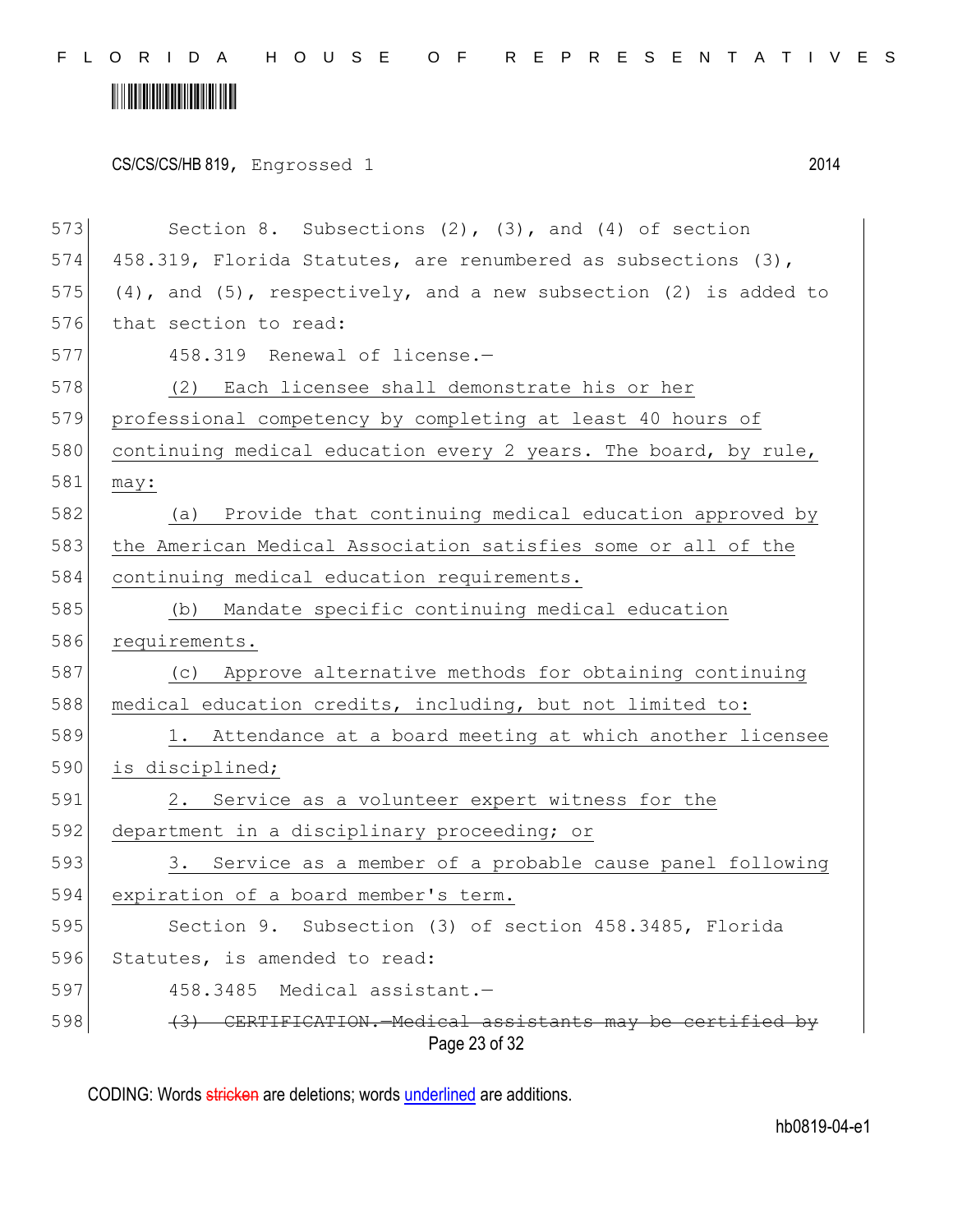Section 8. Subsections (2), (3), and (4) of section 458.319, Florida Statutes, are renumbered as subsections (3), (4), and (5), respectively, and a new subsection (2) is added to that section to read:

458.319 Renewal of license.—

(2) Each licensee shall demonstrate his or her professional competency by completing at least 40 hours of continuing medical education every 2 years. The board, by rule, may:

(a) Provide that continuing medical education approved by the American Medical Association satisfies some or all of the continuing medical education requirements.

(b) Mandate specific continuing medical education requirements.

(c) Approve alternative methods for obtaining continuing medical education credits, including, but not limited to:

1. Attendance at a board meeting at which another licensee is disciplined;

2. Service as a volunteer expert witness for the department in a disciplinary proceeding; or

3. Service as a member of a probable cause panel following expiration of a board member's term.

Section 9. Subsection (3) of section 458.3485, Florida Statutes, is amended to read:

458.3485 Medical assistant.—

~~(3) CERTIFICATION.—Medical assistants may be certified by~~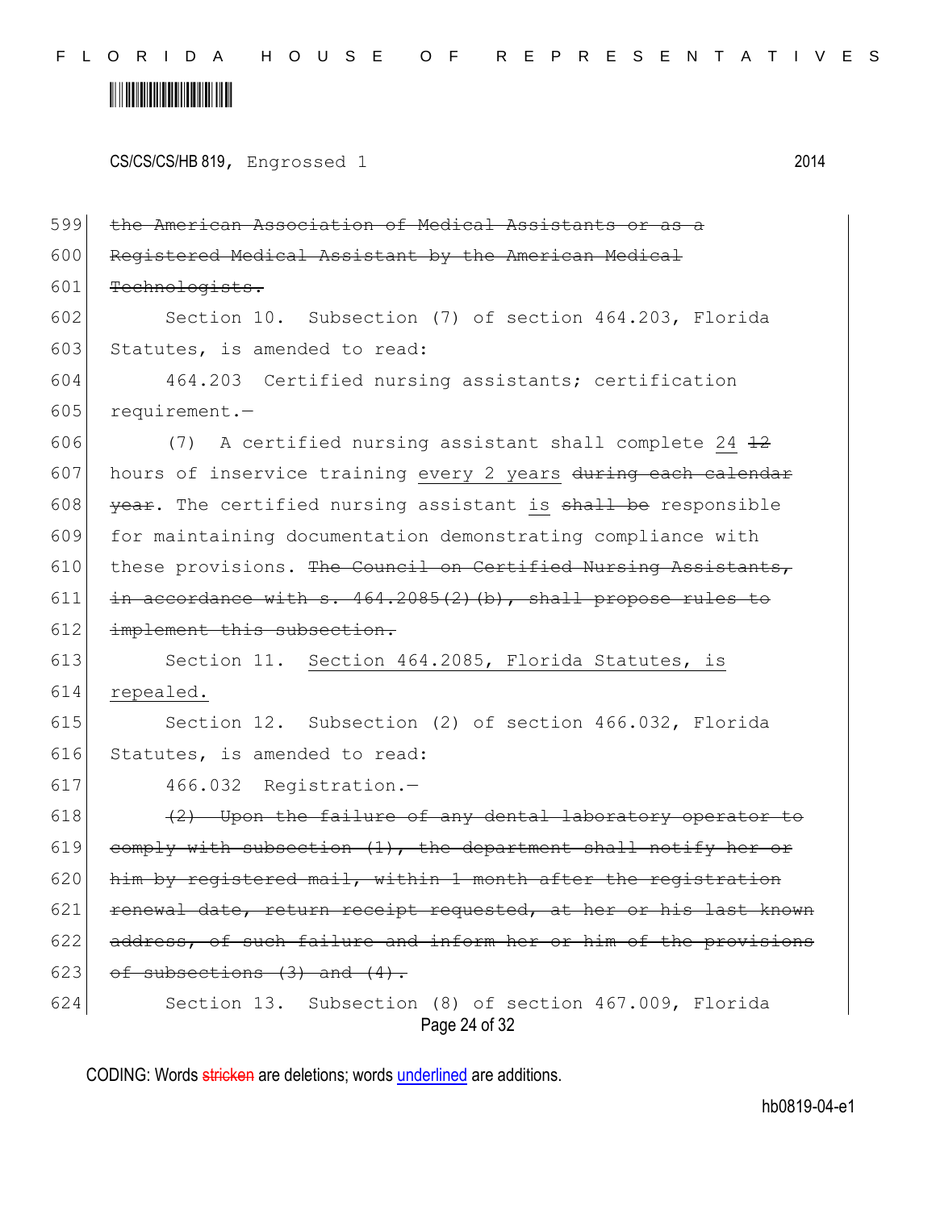CS/CS/CS/HB 819, Engrossed 1 2014

599 ~~the American Association of Medical Assistants or as a~~
600 ~~Registered Medical Assistant by the American Medical~~
601 ~~Technologists.~~

602 Section 10. Subsection (7) of section 464.203, Florida
603 Statutes, is amended to read:

604 464.203 Certified nursing assistants; certification
605 requirement.—

606 (7) A certified nursing assistant shall complete <u>24</u> ~~12~~
607 hours of inservice training <u>every 2 years</u> ~~during each calendar~~
608 ~~year~~. The certified nursing assistant <u>is</u> ~~shall be~~ responsible
609 for maintaining documentation demonstrating compliance with
610 these provisions. ~~The Council on Certified Nursing Assistants,~~
611 ~~in accordance with s. 464.2085(2)(b), shall propose rules to~~
612 ~~implement this subsection.~~

613 Section 11. <u>Section 464.2085, Florida Statutes, is</u>
614 <u>repealed.</u>

615 Section 12. Subsection (2) of section 466.032, Florida
616 Statutes, is amended to read:

617 466.032 Registration.—

618 ~~(2) Upon the failure of any dental laboratory operator to~~
619 ~~comply with subsection (1), the department shall notify her or~~
620 ~~him by registered mail, within 1 month after the registration~~
621 ~~renewal date, return receipt requested, at her or his last known~~
622 ~~address, of such failure and inform her or him of the provisions~~
623 ~~of subsections (3) and (4).~~

624 Section 13. Subsection (8) of section 467.009, Florida

CODING: Words ~~stricken~~ are deletions; words <u>underlined</u> are additions.

hb0819-04-e1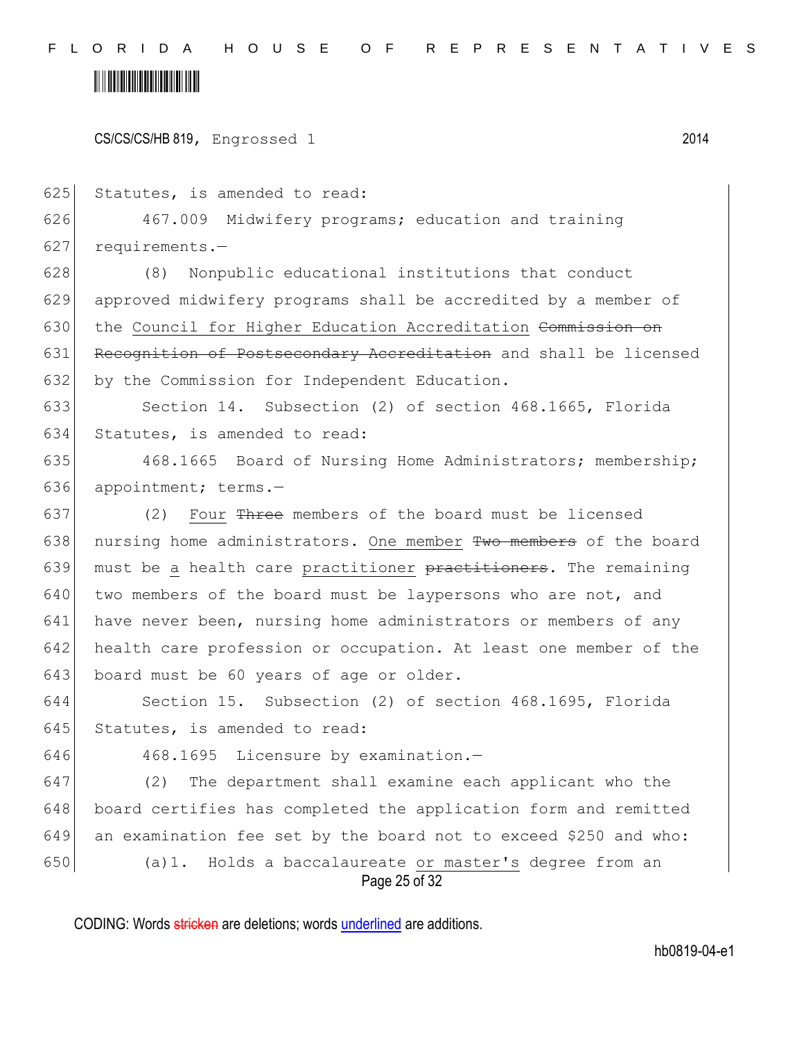Statutes, is amended to read:

467.009 Midwifery programs; education and training requirements.—

(8) Nonpublic educational institutions that conduct approved midwifery programs shall be accredited by a member of the Council for Higher Education Accreditation ~~Commission on Recognition of Postsecondary Accreditation~~ and shall be licensed by the Commission for Independent Education.

Section 14. Subsection (2) of section 468.1665, Florida Statutes, is amended to read:

468.1665 Board of Nursing Home Administrators; membership; appointment; terms.—

(2) Four ~~Three~~ members of the board must be licensed nursing home administrators. One member ~~Two members~~ of the board must be a health care practitioner ~~practitioners~~. The remaining two members of the board must be laypersons who are not, and have never been, nursing home administrators or members of any health care profession or occupation. At least one member of the board must be 60 years of age or older.

Section 15. Subsection (2) of section 468.1695, Florida Statutes, is amended to read:

468.1695 Licensure by examination.—

(2) The department shall examine each applicant who the board certifies has completed the application form and remitted an examination fee set by the board not to exceed $250 and who:

(a)1. Holds a baccalaureate or master's degree from an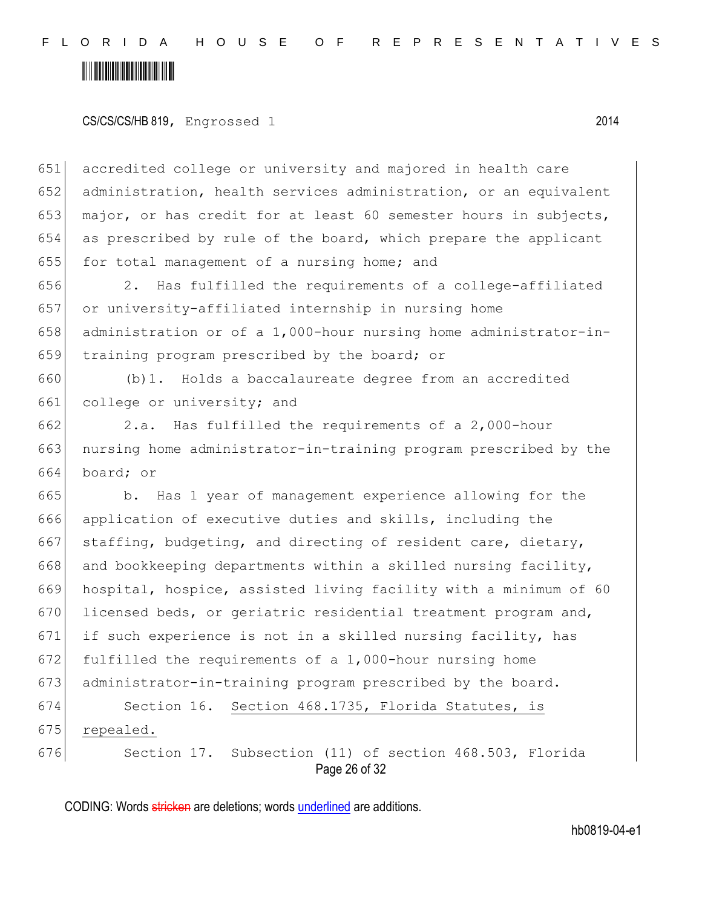accredited college or university and majored in health care administration, health services administration, or an equivalent major, or has credit for at least 60 semester hours in subjects, as prescribed by rule of the board, which prepare the applicant for total management of a nursing home; and

2. Has fulfilled the requirements of a college-affiliated or university-affiliated internship in nursing home administration or of a 1,000-hour nursing home administrator-in-training program prescribed by the board; or

(b)1. Holds a baccalaureate degree from an accredited college or university; and

2.a. Has fulfilled the requirements of a 2,000-hour nursing home administrator-in-training program prescribed by the board; or

b. Has 1 year of management experience allowing for the application of executive duties and skills, including the staffing, budgeting, and directing of resident care, dietary, and bookkeeping departments within a skilled nursing facility, hospital, hospice, assisted living facility with a minimum of 60 licensed beds, or geriatric residential treatment program and, if such experience is not in a skilled nursing facility, has fulfilled the requirements of a 1,000-hour nursing home administrator-in-training program prescribed by the board.

Section 16. Section 468.1735, Florida Statutes, is repealed.

Section 17. Subsection (11) of section 468.503, Florida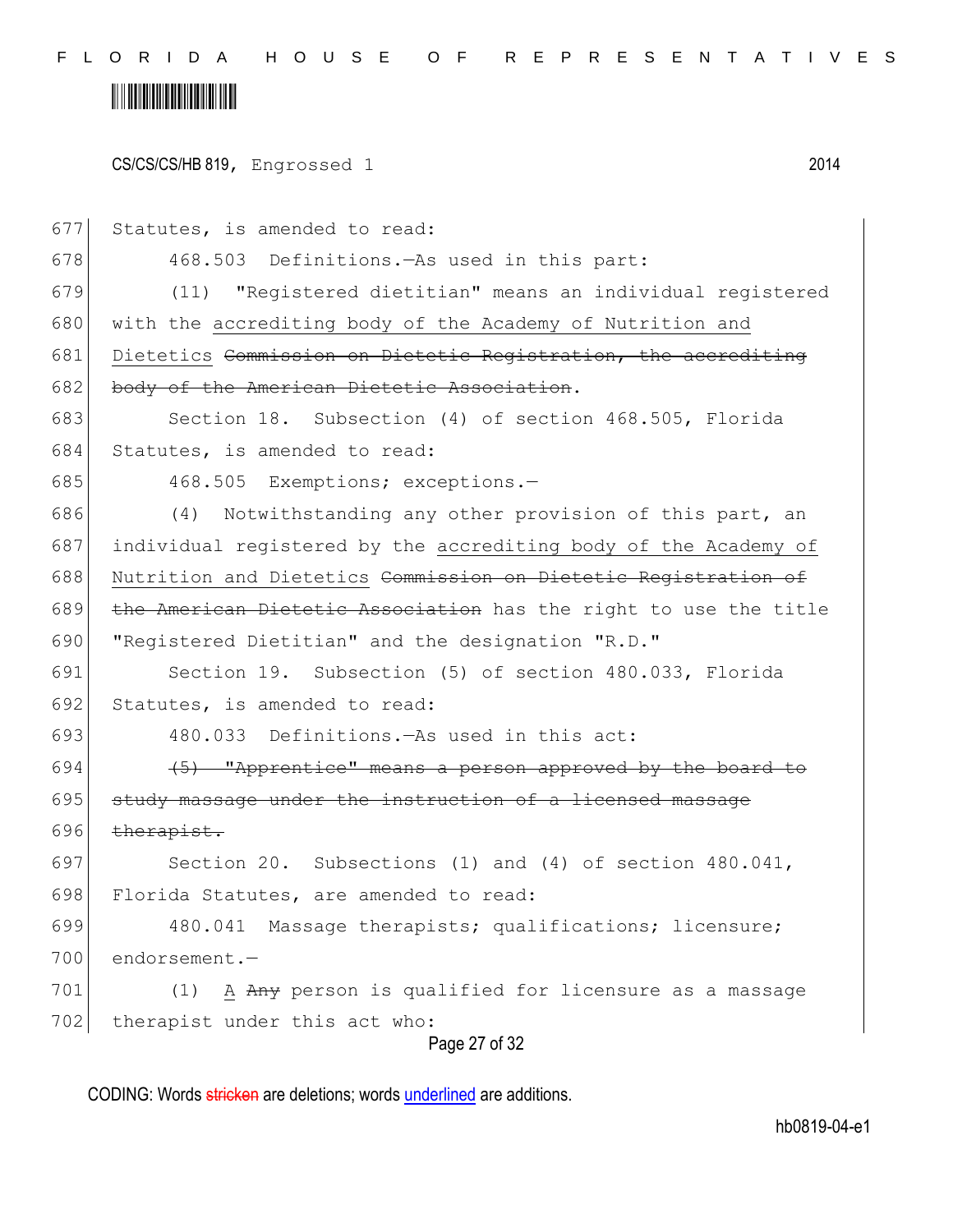Statutes, is amended to read:

468.503 Definitions.—As used in this part:

(11) "Registered dietitian" means an individual registered with the accrediting body of the Academy of Nutrition and Dietetics ~~Commission on Dietetic Registration, the accrediting body of the American Dietetic Association~~.

Section 18. Subsection (4) of section 468.505, Florida Statutes, is amended to read:

468.505 Exemptions; exceptions.—

(4) Notwithstanding any other provision of this part, an individual registered by the accrediting body of the Academy of Nutrition and Dietetics ~~Commission on Dietetic Registration of the American Dietetic Association~~ has the right to use the title "Registered Dietitian" and the designation "R.D."

Section 19. Subsection (5) of section 480.033, Florida Statutes, is amended to read:

480.033 Definitions.—As used in this act:

~~(5) "Apprentice" means a person approved by the board to study massage under the instruction of a licensed massage therapist.~~

Section 20. Subsections (1) and (4) of section 480.041, Florida Statutes, are amended to read:

480.041 Massage therapists; qualifications; licensure; endorsement.—

(1) A ~~Any~~ person is qualified for licensure as a massage therapist under this act who: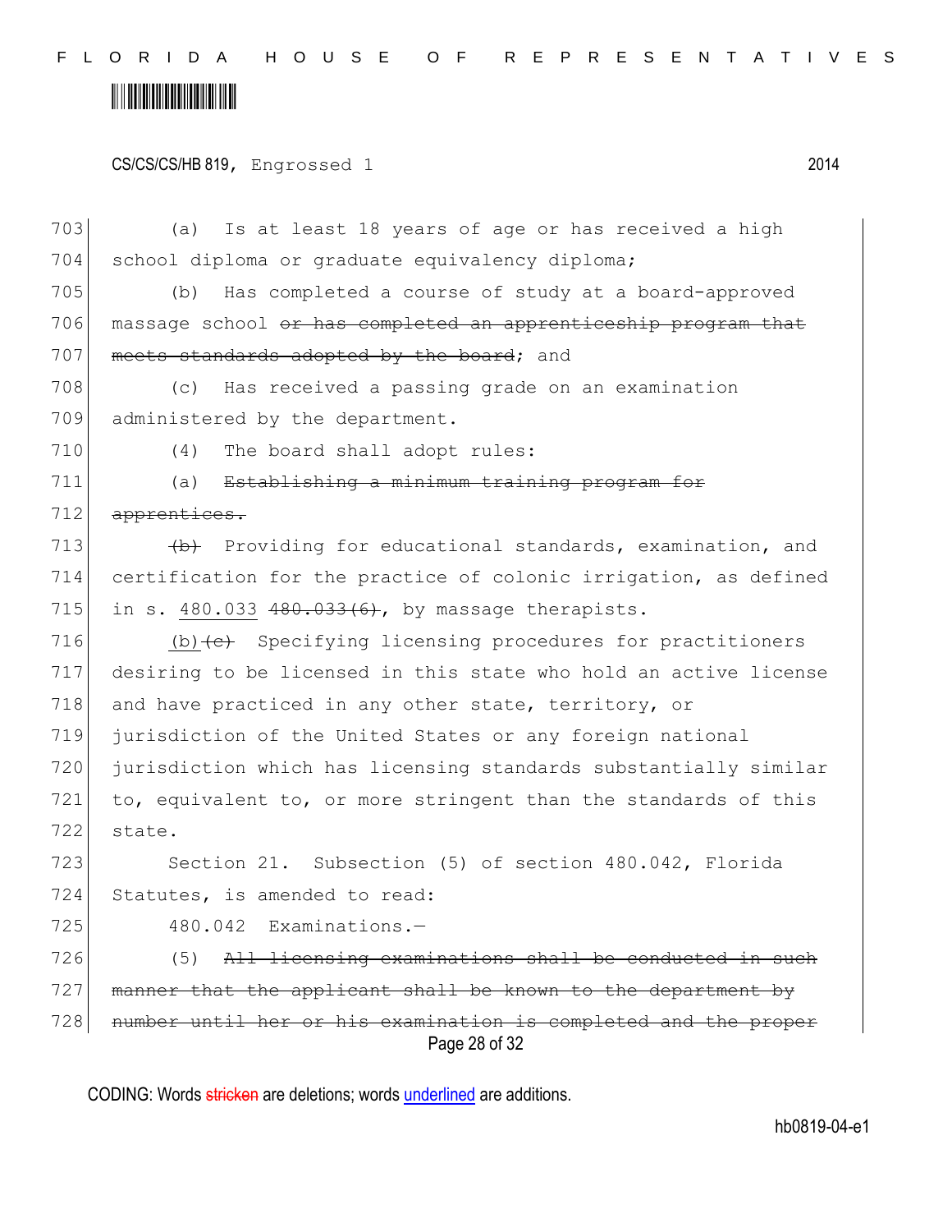703 (a) Is at least 18 years of age or has received a high school diploma or graduate equivalency diploma;

705 (b) Has completed a course of study at a board-approved massage school ~~or has completed an apprenticeship program that meets standards adopted by the board~~; and

708 (c) Has received a passing grade on an examination administered by the department.

710 (4) The board shall adopt rules:

711 (a) ~~Establishing a minimum training program for apprentices.~~

713 ~~(b)~~ Providing for educational standards, examination, and certification for the practice of colonic irrigation, as defined in s. 480.033 ~~480.033(6)~~, by massage therapists.

716 (b)~~(c)~~ Specifying licensing procedures for practitioners desiring to be licensed in this state who hold an active license and have practiced in any other state, territory, or jurisdiction of the United States or any foreign national jurisdiction which has licensing standards substantially similar to, equivalent to, or more stringent than the standards of this state.

723 Section 21. Subsection (5) of section 480.042, Florida Statutes, is amended to read:

725 480.042 Examinations.—

726 (5) ~~All licensing examinations shall be conducted in such manner that the applicant shall be known to the department by number until her or his examination is completed and the proper~~

CODING: Words ~~stricken~~ are deletions; words underlined are additions.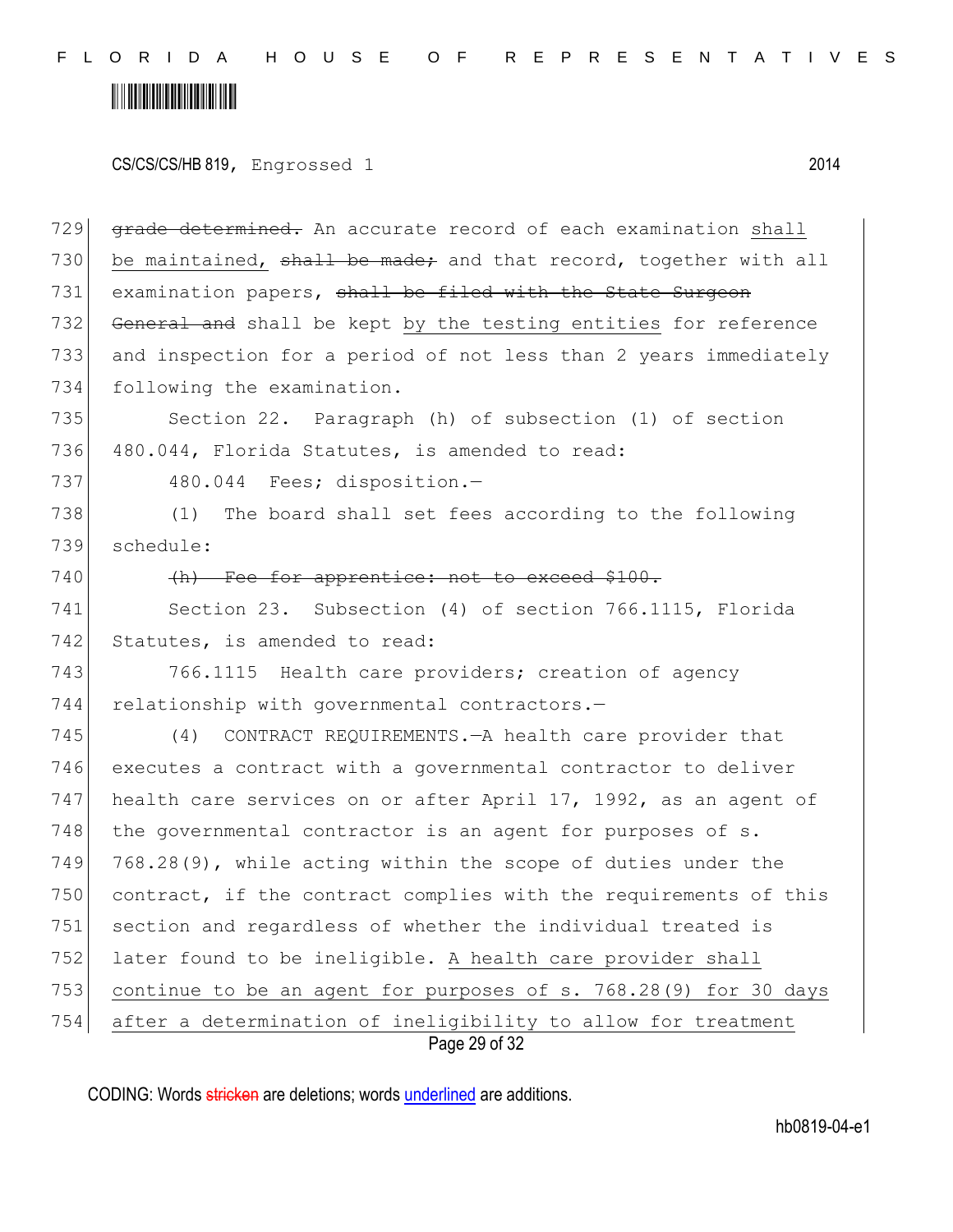~~grade determined.~~ An accurate record of each examination <u>shall be maintained,</u> ~~shall be made;~~ and that record, together with all examination papers, ~~shall be filed with the State Surgeon General and~~ shall be kept <u>by the testing entities</u> for reference and inspection for a period of not less than 2 years immediately following the examination.

Section 22. Paragraph (h) of subsection (1) of section 480.044, Florida Statutes, is amended to read:

480.044 Fees; disposition.—

(1) The board shall set fees according to the following schedule:

~~(h) Fee for apprentice: not to exceed $100.~~

Section 23. Subsection (4) of section 766.1115, Florida Statutes, is amended to read:

766.1115 Health care providers; creation of agency relationship with governmental contractors.—

(4) CONTRACT REQUIREMENTS.—A health care provider that executes a contract with a governmental contractor to deliver health care services on or after April 17, 1992, as an agent of the governmental contractor is an agent for purposes of s. 768.28(9), while acting within the scope of duties under the contract, if the contract complies with the requirements of this section and regardless of whether the individual treated is later found to be ineligible. <u>A health care provider shall continue to be an agent for purposes of s. 768.28(9) for 30 days after a determination of ineligibility to allow for treatment</u>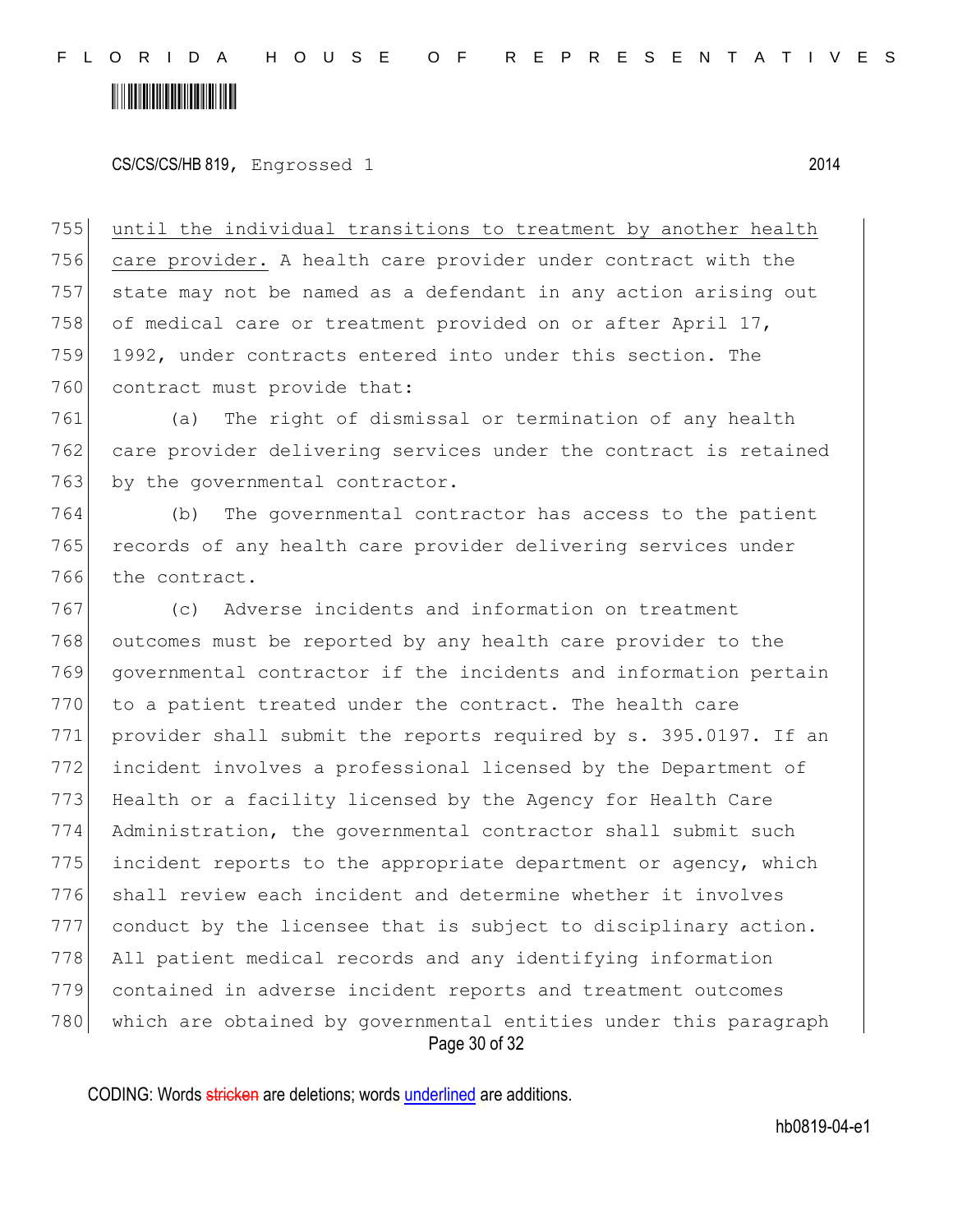until the individual transitions to treatment by another health care provider. A health care provider under contract with the state may not be named as a defendant in any action arising out of medical care or treatment provided on or after April 17, 1992, under contracts entered into under this section. The contract must provide that:

(a) The right of dismissal or termination of any health care provider delivering services under the contract is retained by the governmental contractor.

(b) The governmental contractor has access to the patient records of any health care provider delivering services under the contract.

(c) Adverse incidents and information on treatment outcomes must be reported by any health care provider to the governmental contractor if the incidents and information pertain to a patient treated under the contract. The health care provider shall submit the reports required by s. 395.0197. If an incident involves a professional licensed by the Department of Health or a facility licensed by the Agency for Health Care Administration, the governmental contractor shall submit such incident reports to the appropriate department or agency, which shall review each incident and determine whether it involves conduct by the licensee that is subject to disciplinary action. All patient medical records and any identifying information contained in adverse incident reports and treatment outcomes which are obtained by governmental entities under this paragraph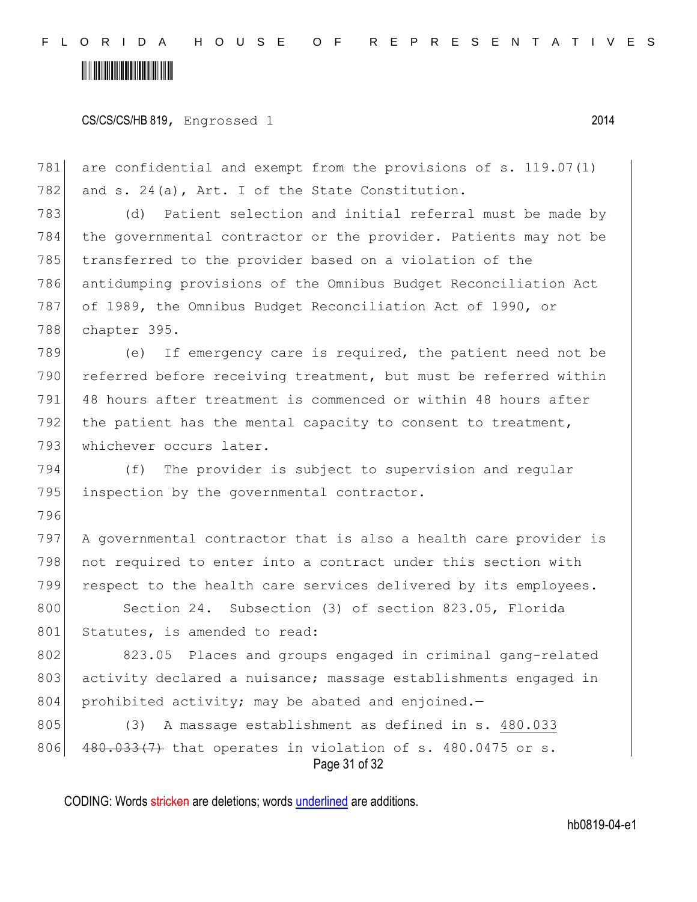are confidential and exempt from the provisions of s. 119.07(1) and s. 24(a), Art. I of the State Constitution.

(d) Patient selection and initial referral must be made by the governmental contractor or the provider. Patients may not be transferred to the provider based on a violation of the antidumping provisions of the Omnibus Budget Reconciliation Act of 1989, the Omnibus Budget Reconciliation Act of 1990, or chapter 395.

(e) If emergency care is required, the patient need not be referred before receiving treatment, but must be referred within 48 hours after treatment is commenced or within 48 hours after the patient has the mental capacity to consent to treatment, whichever occurs later.

(f) The provider is subject to supervision and regular inspection by the governmental contractor.

A governmental contractor that is also a health care provider is not required to enter into a contract under this section with respect to the health care services delivered by its employees.

Section 24. Subsection (3) of section 823.05, Florida Statutes, is amended to read:

823.05 Places and groups engaged in criminal gang-related activity declared a nuisance; massage establishments engaged in prohibited activity; may be abated and enjoined.—

(3) A massage establishment as defined in s. 480.033 ~~480.033(7)~~ that operates in violation of s. 480.0475 or s.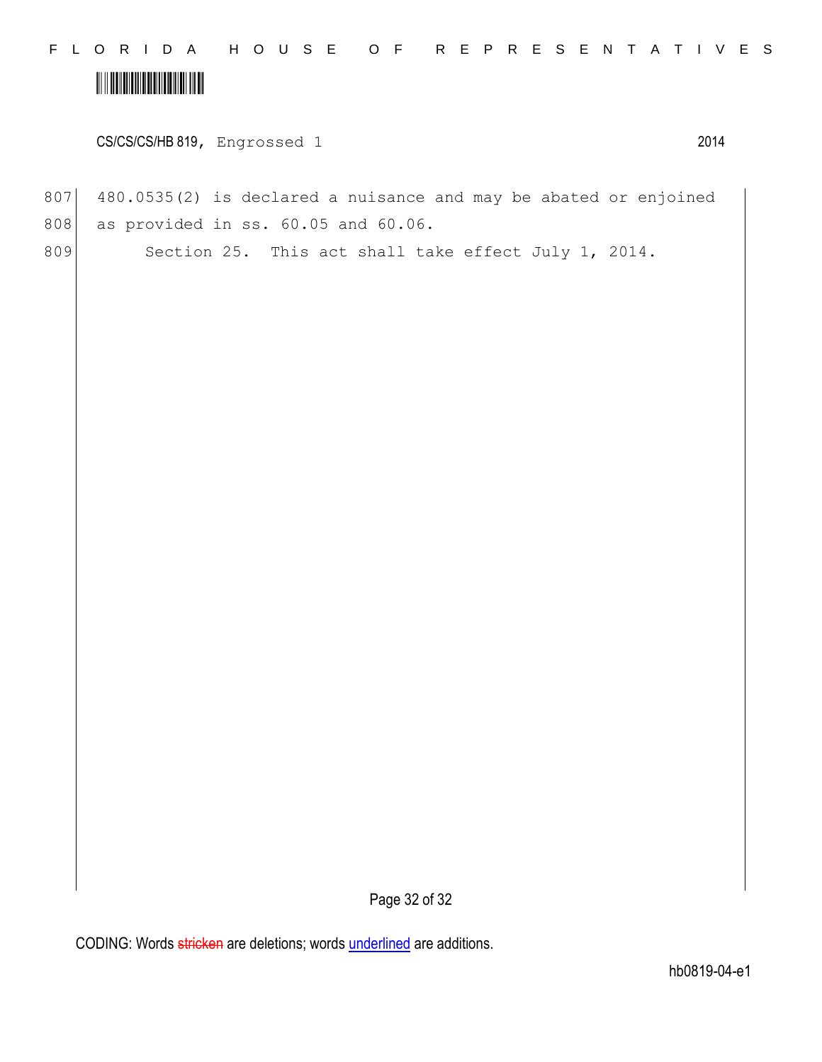480.0535(2) is declared a nuisance and may be abated or enjoined as provided in ss. 60.05 and 60.06.

Section 25. This act shall take effect July 1, 2014.